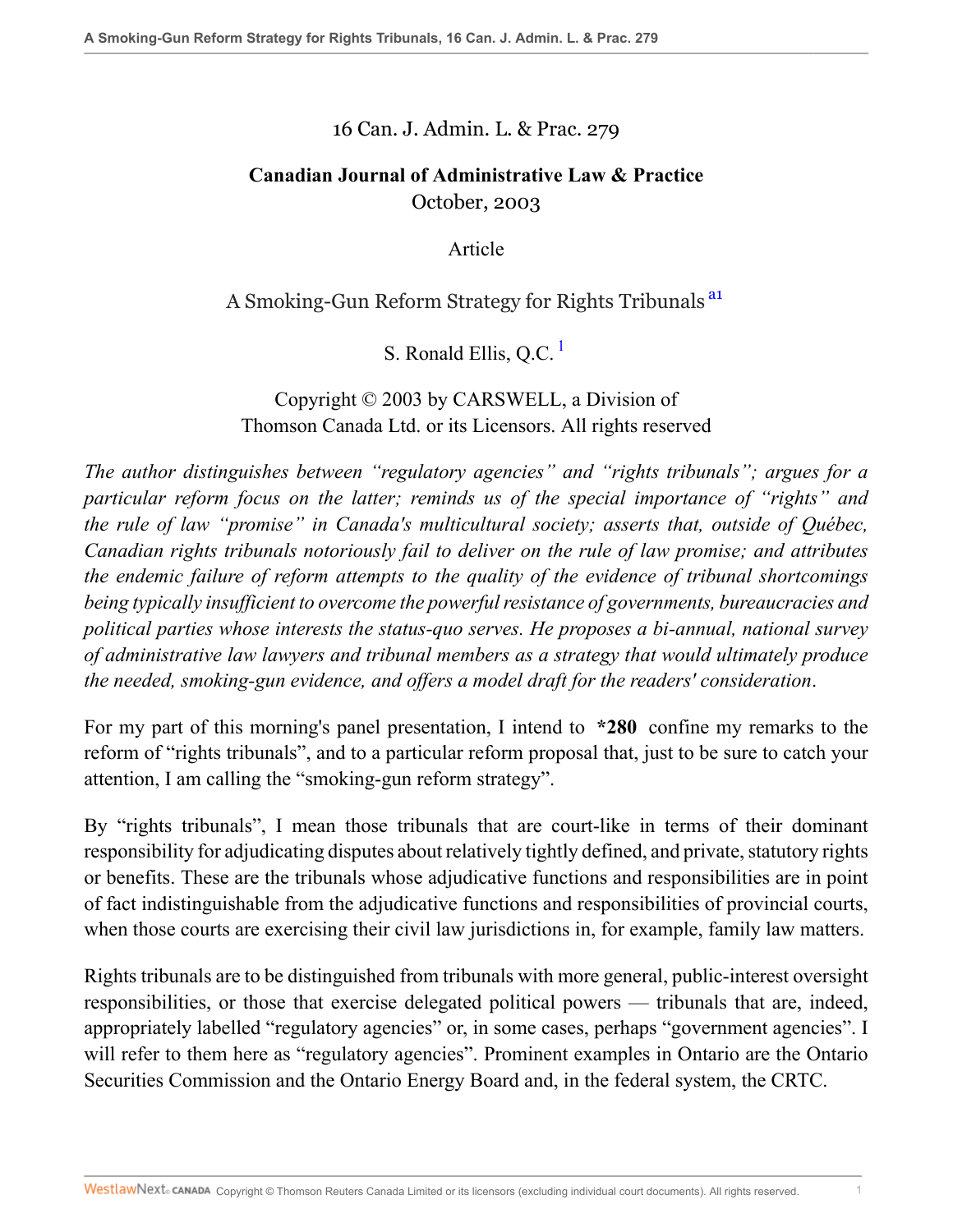16 Can. J. Admin. L. & Prac. 279

**Canadian Journal of Administrative Law & Practice**
October, 2003

Article

# A Smoking-Gun Reform Strategy for Rights Tribunals [a1]

S. Ronald Ellis, Q.C. [1]

Copyright © 2003 by CARSWELL, a Division of Thomson Canada Ltd. or its Licensors. All rights reserved

*The author distinguishes between "regulatory agencies" and "rights tribunals"; argues for a particular reform focus on the latter; reminds us of the special importance of "rights" and the rule of law "promise" in Canada's multicultural society; asserts that, outside of Québec, Canadian rights tribunals notoriously fail to deliver on the rule of law promise; and attributes the endemic failure of reform attempts to the quality of the evidence of tribunal shortcomings being typically insufficient to overcome the powerful resistance of governments, bureaucracies and political parties whose interests the status-quo serves. He proposes a bi-annual, national survey of administrative law lawyers and tribunal members as a strategy that would ultimately produce the needed, smoking-gun evidence, and offers a model draft for the readers' consideration.*

For my part of this morning's panel presentation, I intend to **\*280** confine my remarks to the reform of "rights tribunals", and to a particular reform proposal that, just to be sure to catch your attention, I am calling the "smoking-gun reform strategy".

By "rights tribunals", I mean those tribunals that are court-like in terms of their dominant responsibility for adjudicating disputes about relatively tightly defined, and private, statutory rights or benefits. These are the tribunals whose adjudicative functions and responsibilities are in point of fact indistinguishable from the adjudicative functions and responsibilities of provincial courts, when those courts are exercising their civil law jurisdictions in, for example, family law matters.

Rights tribunals are to be distinguished from tribunals with more general, public-interest oversight responsibilities, or those that exercise delegated political powers — tribunals that are, indeed, appropriately labelled "regulatory agencies" or, in some cases, perhaps "government agencies". I will refer to them here as "regulatory agencies". Prominent examples in Ontario are the Ontario Securities Commission and the Ontario Energy Board and, in the federal system, the CRTC.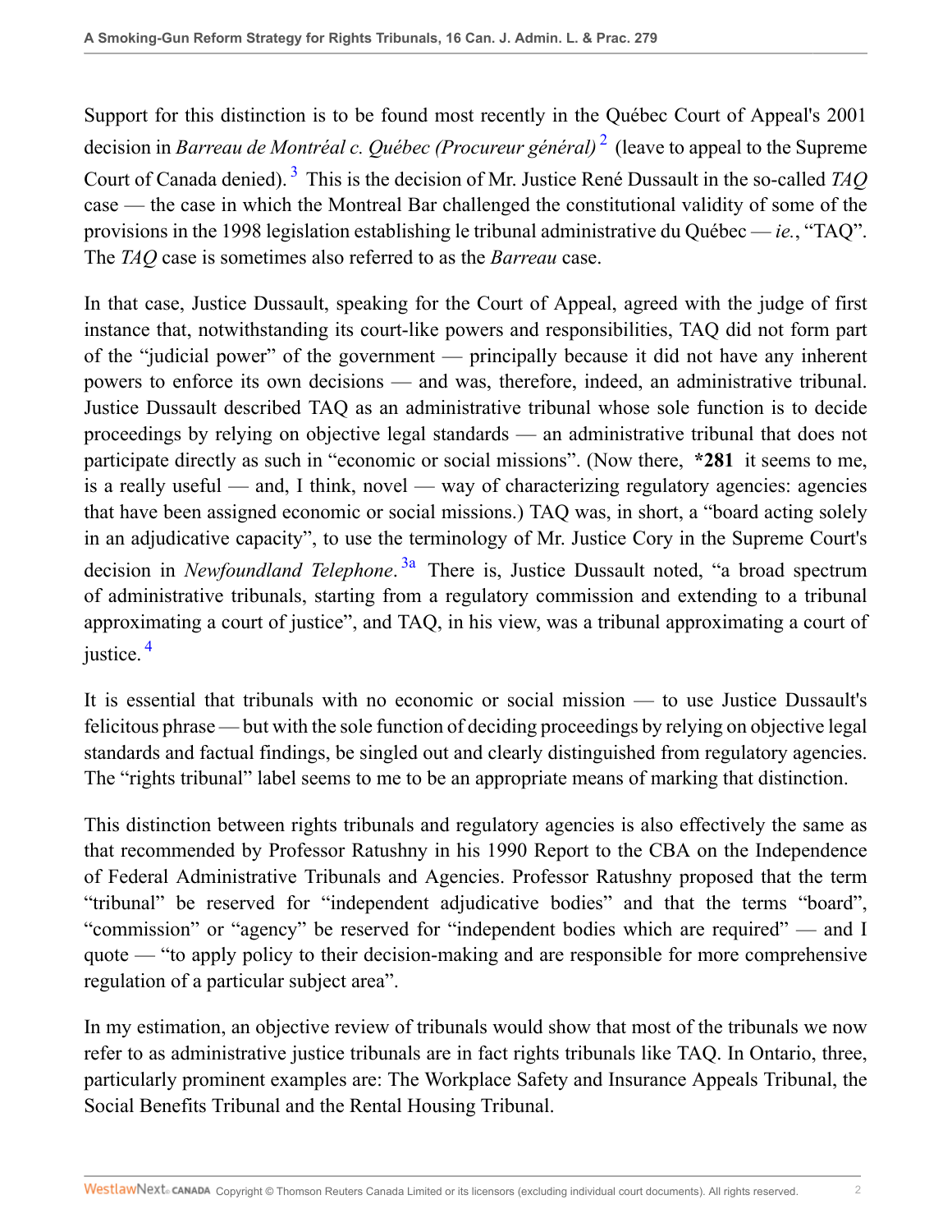Support for this distinction is to be found most recently in the Québec Court of Appeal's 2001 decision in *Barreau de Montréal c. Québec (Procureur général)* [2] (leave to appeal to the Supreme Court of Canada denied). [3] This is the decision of Mr. Justice René Dussault in the so-called *TAQ* case — the case in which the Montreal Bar challenged the constitutional validity of some of the provisions in the 1998 legislation establishing le tribunal administrative du Québec — *ie.*, "TAQ". The *TAQ* case is sometimes also referred to as the *Barreau* case.

In that case, Justice Dussault, speaking for the Court of Appeal, agreed with the judge of first instance that, notwithstanding its court-like powers and responsibilities, TAQ did not form part of the "judicial power" of the government — principally because it did not have any inherent powers to enforce its own decisions — and was, therefore, indeed, an administrative tribunal. Justice Dussault described TAQ as an administrative tribunal whose sole function is to decide proceedings by relying on objective legal standards — an administrative tribunal that does not participate directly as such in "economic or social missions". (Now there, **\*281** it seems to me, is a really useful — and, I think, novel — way of characterizing regulatory agencies: agencies that have been assigned economic or social missions.) TAQ was, in short, a "board acting solely in an adjudicative capacity", to use the terminology of Mr. Justice Cory in the Supreme Court's decision in *Newfoundland Telephone*. [3a] There is, Justice Dussault noted, "a broad spectrum of administrative tribunals, starting from a regulatory commission and extending to a tribunal approximating a court of justice", and TAQ, in his view, was a tribunal approximating a court of justice. [4]

It is essential that tribunals with no economic or social mission — to use Justice Dussault's felicitous phrase — but with the sole function of deciding proceedings by relying on objective legal standards and factual findings, be singled out and clearly distinguished from regulatory agencies. The "rights tribunal" label seems to me to be an appropriate means of marking that distinction.

This distinction between rights tribunals and regulatory agencies is also effectively the same as that recommended by Professor Ratushny in his 1990 Report to the CBA on the Independence of Federal Administrative Tribunals and Agencies. Professor Ratushny proposed that the term "tribunal" be reserved for "independent adjudicative bodies" and that the terms "board", "commission" or "agency" be reserved for "independent bodies which are required" — and I quote — "to apply policy to their decision-making and are responsible for more comprehensive regulation of a particular subject area".

In my estimation, an objective review of tribunals would show that most of the tribunals we now refer to as administrative justice tribunals are in fact rights tribunals like TAQ. In Ontario, three, particularly prominent examples are: The Workplace Safety and Insurance Appeals Tribunal, the Social Benefits Tribunal and the Rental Housing Tribunal.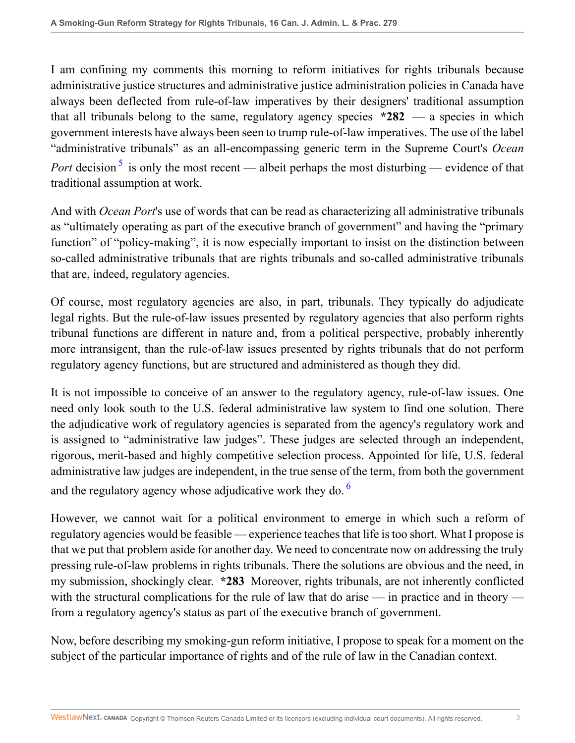I am confining my comments this morning to reform initiatives for rights tribunals because administrative justice structures and administrative justice administration policies in Canada have always been deflected from rule-of-law imperatives by their designers' traditional assumption that all tribunals belong to the same, regulatory agency species **\*282** — a species in which government interests have always been seen to trump rule-of-law imperatives. The use of the label "administrative tribunals" as an all-encompassing generic term in the Supreme Court's *Ocean Port* decision[5] is only the most recent — albeit perhaps the most disturbing — evidence of that traditional assumption at work.

And with *Ocean Port*'s use of words that can be read as characterizing all administrative tribunals as "ultimately operating as part of the executive branch of government" and having the "primary function" of "policy-making", it is now especially important to insist on the distinction between so-called administrative tribunals that are rights tribunals and so-called administrative tribunals that are, indeed, regulatory agencies.

Of course, most regulatory agencies are also, in part, tribunals. They typically do adjudicate legal rights. But the rule-of-law issues presented by regulatory agencies that also perform rights tribunal functions are different in nature and, from a political perspective, probably inherently more intransigent, than the rule-of-law issues presented by rights tribunals that do not perform regulatory agency functions, but are structured and administered as though they did.

It is not impossible to conceive of an answer to the regulatory agency, rule-of-law issues. One need only look south to the U.S. federal administrative law system to find one solution. There the adjudicative work of regulatory agencies is separated from the agency's regulatory work and is assigned to "administrative law judges". These judges are selected through an independent, rigorous, merit-based and highly competitive selection process. Appointed for life, U.S. federal administrative law judges are independent, in the true sense of the term, from both the government and the regulatory agency whose adjudicative work they do.[6]

However, we cannot wait for a political environment to emerge in which such a reform of regulatory agencies would be feasible — experience teaches that life is too short. What I propose is that we put that problem aside for another day. We need to concentrate now on addressing the truly pressing rule-of-law problems in rights tribunals. There the solutions are obvious and the need, in my submission, shockingly clear. **\*283** Moreover, rights tribunals, are not inherently conflicted with the structural complications for the rule of law that do arise — in practice and in theory — from a regulatory agency's status as part of the executive branch of government.

Now, before describing my smoking-gun reform initiative, I propose to speak for a moment on the subject of the particular importance of rights and of the rule of law in the Canadian context.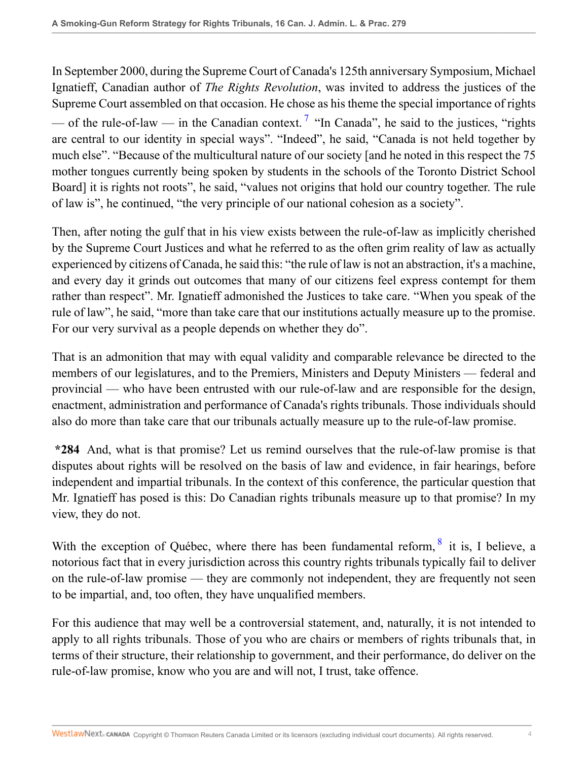In September 2000, during the Supreme Court of Canada's 125th anniversary Symposium, Michael Ignatieff, Canadian author of *The Rights Revolution*, was invited to address the justices of the Supreme Court assembled on that occasion. He chose as his theme the special importance of rights — of the rule-of-law — in the Canadian context.[7] "In Canada", he said to the justices, "rights are central to our identity in special ways". "Indeed", he said, "Canada is not held together by much else". "Because of the multicultural nature of our society [and he noted in this respect the 75 mother tongues currently being spoken by students in the schools of the Toronto District School Board] it is rights not roots", he said, "values not origins that hold our country together. The rule of law is", he continued, "the very principle of our national cohesion as a society".

Then, after noting the gulf that in his view exists between the rule-of-law as implicitly cherished by the Supreme Court Justices and what he referred to as the often grim reality of law as actually experienced by citizens of Canada, he said this: "the rule of law is not an abstraction, it's a machine, and every day it grinds out outcomes that many of our citizens feel express contempt for them rather than respect". Mr. Ignatieff admonished the Justices to take care. "When you speak of the rule of law", he said, "more than take care that our institutions actually measure up to the promise. For our very survival as a people depends on whether they do".

That is an admonition that may with equal validity and comparable relevance be directed to the members of our legislatures, and to the Premiers, Ministers and Deputy Ministers — federal and provincial — who have been entrusted with our rule-of-law and are responsible for the design, enactment, administration and performance of Canada's rights tribunals. Those individuals should also do more than take care that our tribunals actually measure up to the rule-of-law promise.

**\*284** And, what is that promise? Let us remind ourselves that the rule-of-law promise is that disputes about rights will be resolved on the basis of law and evidence, in fair hearings, before independent and impartial tribunals. In the context of this conference, the particular question that Mr. Ignatieff has posed is this: Do Canadian rights tribunals measure up to that promise? In my view, they do not.

With the exception of Québec, where there has been fundamental reform,[8] it is, I believe, a notorious fact that in every jurisdiction across this country rights tribunals typically fail to deliver on the rule-of-law promise — they are commonly not independent, they are frequently not seen to be impartial, and, too often, they have unqualified members.

For this audience that may well be a controversial statement, and, naturally, it is not intended to apply to all rights tribunals. Those of you who are chairs or members of rights tribunals that, in terms of their structure, their relationship to government, and their performance, do deliver on the rule-of-law promise, know who you are and will not, I trust, take offence.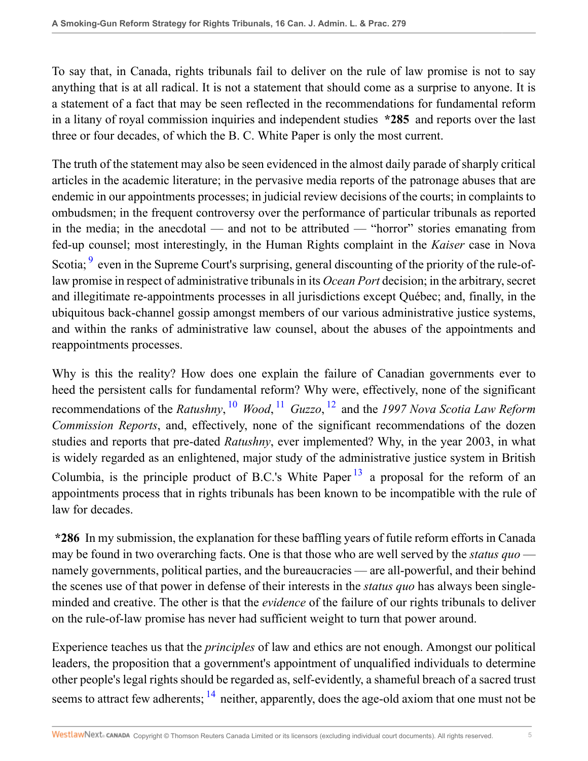To say that, in Canada, rights tribunals fail to deliver on the rule of law promise is not to say anything that is at all radical. It is not a statement that should come as a surprise to anyone. It is a statement of a fact that may be seen reflected in the recommendations for fundamental reform in a litany of royal commission inquiries and independent studies **\*285** and reports over the last three or four decades, of which the B. C. White Paper is only the most current.

The truth of the statement may also be seen evidenced in the almost daily parade of sharply critical articles in the academic literature; in the pervasive media reports of the patronage abuses that are endemic in our appointments processes; in judicial review decisions of the courts; in complaints to ombudsmen; in the frequent controversy over the performance of particular tribunals as reported in the media; in the anecdotal — and not to be attributed — "horror" stories emanating from fed-up counsel; most interestingly, in the Human Rights complaint in the *Kaiser* case in Nova Scotia; [9] even in the Supreme Court's surprising, general discounting of the priority of the rule-of-law promise in respect of administrative tribunals in its *Ocean Port* decision; in the arbitrary, secret and illegitimate re-appointments processes in all jurisdictions except Québec; and, finally, in the ubiquitous back-channel gossip amongst members of our various administrative justice systems, and within the ranks of administrative law counsel, about the abuses of the appointments and reappointments processes.

Why is this the reality? How does one explain the failure of Canadian governments ever to heed the persistent calls for fundamental reform? Why were, effectively, none of the significant recommendations of the *Ratushny*, [10] *Wood*, [11] *Guzzo*, [12] and the *1997 Nova Scotia Law Reform Commission Reports*, and, effectively, none of the significant recommendations of the dozen studies and reports that pre-dated *Ratushny*, ever implemented? Why, in the year 2003, in what is widely regarded as an enlightened, major study of the administrative justice system in British Columbia, is the principle product of B.C.'s White Paper [13] a proposal for the reform of an appointments process that in rights tribunals has been known to be incompatible with the rule of law for decades.

**\*286** In my submission, the explanation for these baffling years of futile reform efforts in Canada may be found in two overarching facts. One is that those who are well served by the *status quo* — namely governments, political parties, and the bureaucracies — are all-powerful, and their behind the scenes use of that power in defense of their interests in the *status quo* has always been single-minded and creative. The other is that the *evidence* of the failure of our rights tribunals to deliver on the rule-of-law promise has never had sufficient weight to turn that power around.

Experience teaches us that the *principles* of law and ethics are not enough. Amongst our political leaders, the proposition that a government's appointment of unqualified individuals to determine other people's legal rights should be regarded as, self-evidently, a shameful breach of a sacred trust seems to attract few adherents; [14] neither, apparently, does the age-old axiom that one must not be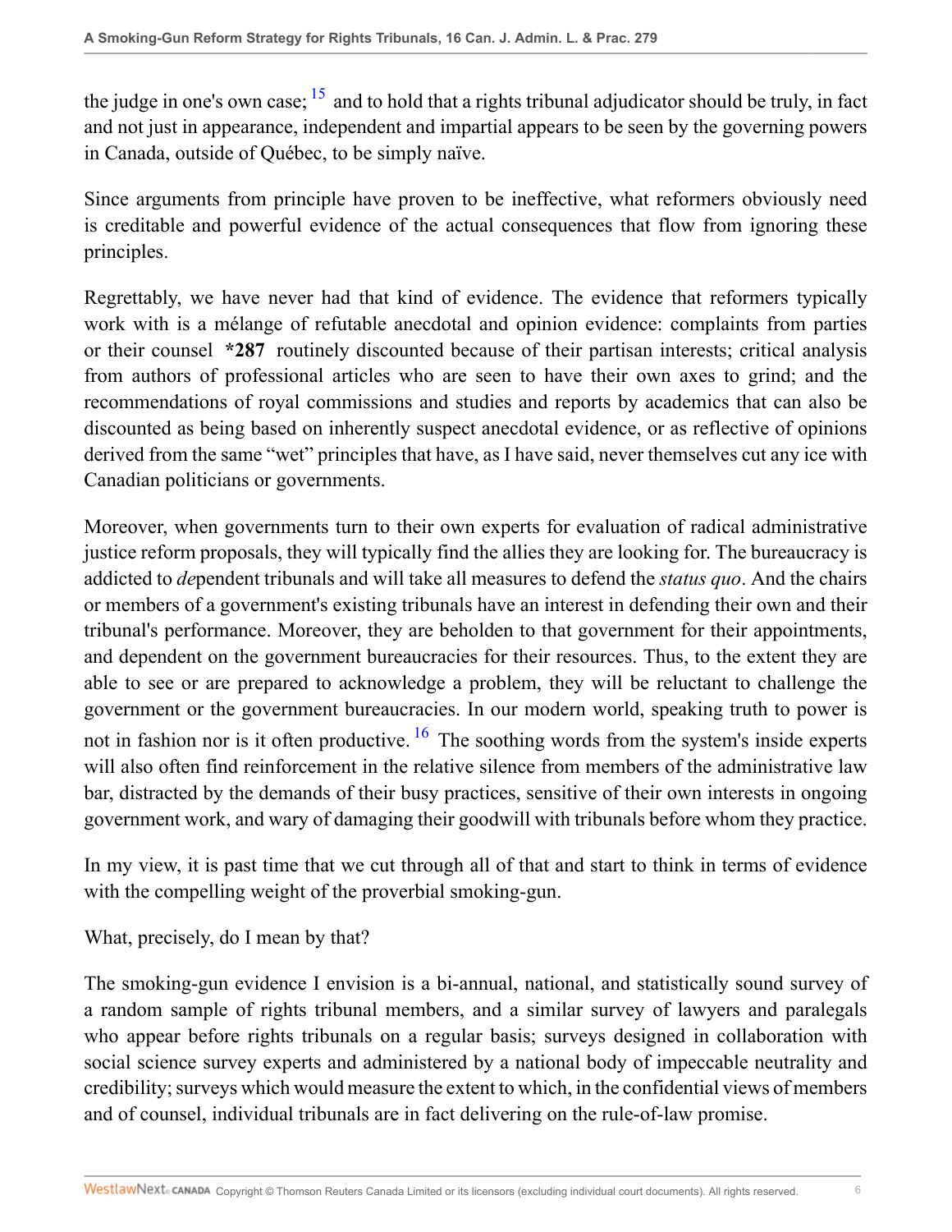the judge in one's own case; [15] and to hold that a rights tribunal adjudicator should be truly, in fact and not just in appearance, independent and impartial appears to be seen by the governing powers in Canada, outside of Québec, to be simply naïve.

Since arguments from principle have proven to be ineffective, what reformers obviously need is creditable and powerful evidence of the actual consequences that flow from ignoring these principles.

Regrettably, we have never had that kind of evidence. The evidence that reformers typically work with is a mélange of refutable anecdotal and opinion evidence: complaints from parties or their counsel **\*287** routinely discounted because of their partisan interests; critical analysis from authors of professional articles who are seen to have their own axes to grind; and the recommendations of royal commissions and studies and reports by academics that can also be discounted as being based on inherently suspect anecdotal evidence, or as reflective of opinions derived from the same "wet" principles that have, as I have said, never themselves cut any ice with Canadian politicians or governments.

Moreover, when governments turn to their own experts for evaluation of radical administrative justice reform proposals, they will typically find the allies they are looking for. The bureaucracy is addicted to *de*pendent tribunals and will take all measures to defend the *status quo*. And the chairs or members of a government's existing tribunals have an interest in defending their own and their tribunal's performance. Moreover, they are beholden to that government for their appointments, and dependent on the government bureaucracies for their resources. Thus, to the extent they are able to see or are prepared to acknowledge a problem, they will be reluctant to challenge the government or the government bureaucracies. In our modern world, speaking truth to power is not in fashion nor is it often productive. [16] The soothing words from the system's inside experts will also often find reinforcement in the relative silence from members of the administrative law bar, distracted by the demands of their busy practices, sensitive of their own interests in ongoing government work, and wary of damaging their goodwill with tribunals before whom they practice.

In my view, it is past time that we cut through all of that and start to think in terms of evidence with the compelling weight of the proverbial smoking-gun.

What, precisely, do I mean by that?

The smoking-gun evidence I envision is a bi-annual, national, and statistically sound survey of a random sample of rights tribunal members, and a similar survey of lawyers and paralegals who appear before rights tribunals on a regular basis; surveys designed in collaboration with social science survey experts and administered by a national body of impeccable neutrality and credibility; surveys which would measure the extent to which, in the confidential views of members and of counsel, individual tribunals are in fact delivering on the rule-of-law promise.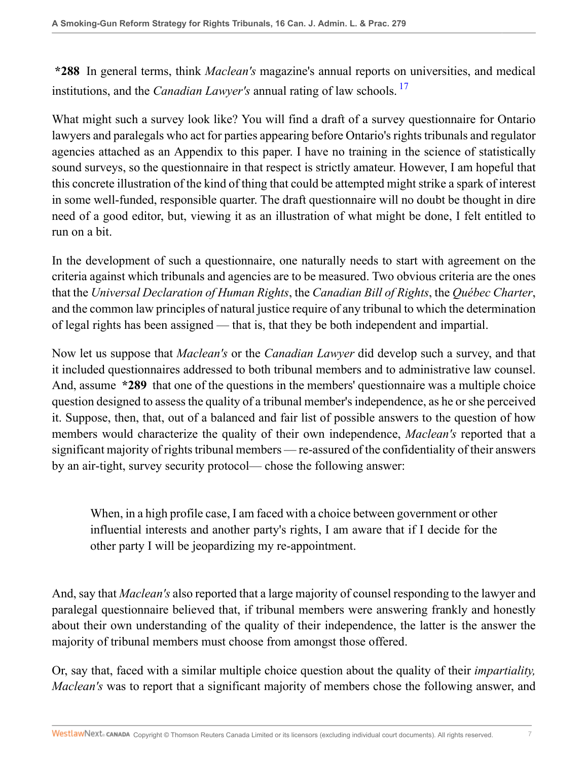**\*288** In general terms, think *Maclean's* magazine's annual reports on universities, and medical institutions, and the *Canadian Lawyer's* annual rating of law schools. [17]

What might such a survey look like? You will find a draft of a survey questionnaire for Ontario lawyers and paralegals who act for parties appearing before Ontario's rights tribunals and regulator agencies attached as an Appendix to this paper. I have no training in the science of statistically sound surveys, so the questionnaire in that respect is strictly amateur. However, I am hopeful that this concrete illustration of the kind of thing that could be attempted might strike a spark of interest in some well-funded, responsible quarter. The draft questionnaire will no doubt be thought in dire need of a good editor, but, viewing it as an illustration of what might be done, I felt entitled to run on a bit.

In the development of such a questionnaire, one naturally needs to start with agreement on the criteria against which tribunals and agencies are to be measured. Two obvious criteria are the ones that the *Universal Declaration of Human Rights*, the *Canadian Bill of Rights*, the *Québec Charter*, and the common law principles of natural justice require of any tribunal to which the determination of legal rights has been assigned — that is, that they be both independent and impartial.

Now let us suppose that *Maclean's* or the *Canadian Lawyer* did develop such a survey, and that it included questionnaires addressed to both tribunal members and to administrative law counsel. And, assume **\*289** that one of the questions in the members' questionnaire was a multiple choice question designed to assess the quality of a tribunal member's independence, as he or she perceived it. Suppose, then, that, out of a balanced and fair list of possible answers to the question of how members would characterize the quality of their own independence, *Maclean's* reported that a significant majority of rights tribunal members — re-assured of the confidentiality of their answers by an air-tight, survey security protocol— chose the following answer:

> When, in a high profile case, I am faced with a choice between government or other influential interests and another party's rights, I am aware that if I decide for the other party I will be jeopardizing my re-appointment.

And, say that *Maclean's* also reported that a large majority of counsel responding to the lawyer and paralegal questionnaire believed that, if tribunal members were answering frankly and honestly about their own understanding of the quality of their independence, the latter is the answer the majority of tribunal members must choose from amongst those offered.

Or, say that, faced with a similar multiple choice question about the quality of their *impartiality, Maclean's* was to report that a significant majority of members chose the following answer, and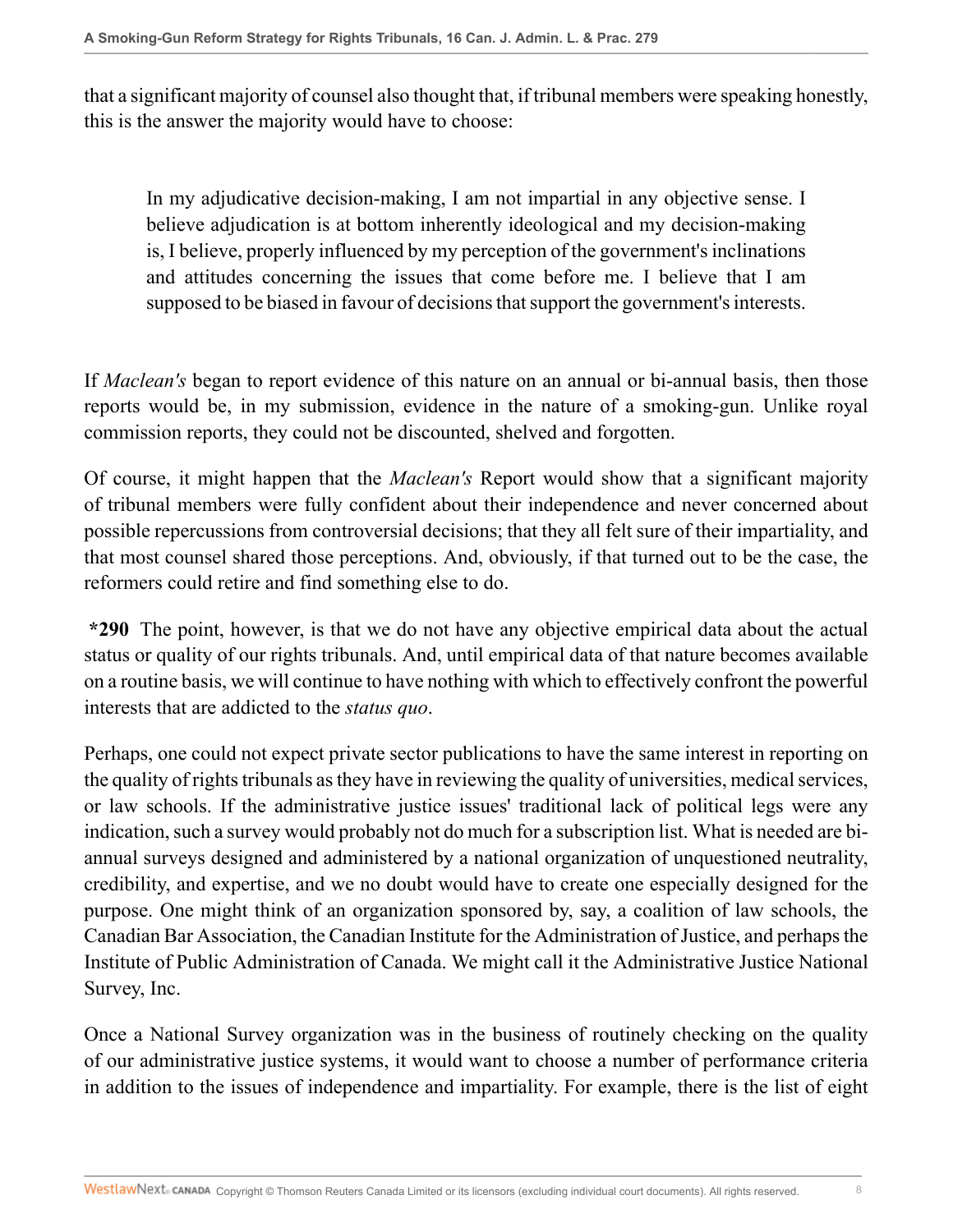that a significant majority of counsel also thought that, if tribunal members were speaking honestly, this is the answer the majority would have to choose:

> In my adjudicative decision-making, I am not impartial in any objective sense. I believe adjudication is at bottom inherently ideological and my decision-making is, I believe, properly influenced by my perception of the government's inclinations and attitudes concerning the issues that come before me. I believe that I am supposed to be biased in favour of decisions that support the government's interests.

If *Maclean's* began to report evidence of this nature on an annual or bi-annual basis, then those reports would be, in my submission, evidence in the nature of a smoking-gun. Unlike royal commission reports, they could not be discounted, shelved and forgotten.

Of course, it might happen that the *Maclean's* Report would show that a significant majority of tribunal members were fully confident about their independence and never concerned about possible repercussions from controversial decisions; that they all felt sure of their impartiality, and that most counsel shared those perceptions. And, obviously, if that turned out to be the case, the reformers could retire and find something else to do.

**\*290** The point, however, is that we do not have any objective empirical data about the actual status or quality of our rights tribunals. And, until empirical data of that nature becomes available on a routine basis, we will continue to have nothing with which to effectively confront the powerful interests that are addicted to the *status quo*.

Perhaps, one could not expect private sector publications to have the same interest in reporting on the quality of rights tribunals as they have in reviewing the quality of universities, medical services, or law schools. If the administrative justice issues' traditional lack of political legs were any indication, such a survey would probably not do much for a subscription list. What is needed are bi-annual surveys designed and administered by a national organization of unquestioned neutrality, credibility, and expertise, and we no doubt would have to create one especially designed for the purpose. One might think of an organization sponsored by, say, a coalition of law schools, the Canadian Bar Association, the Canadian Institute for the Administration of Justice, and perhaps the Institute of Public Administration of Canada. We might call it the Administrative Justice National Survey, Inc.

Once a National Survey organization was in the business of routinely checking on the quality of our administrative justice systems, it would want to choose a number of performance criteria in addition to the issues of independence and impartiality. For example, there is the list of eight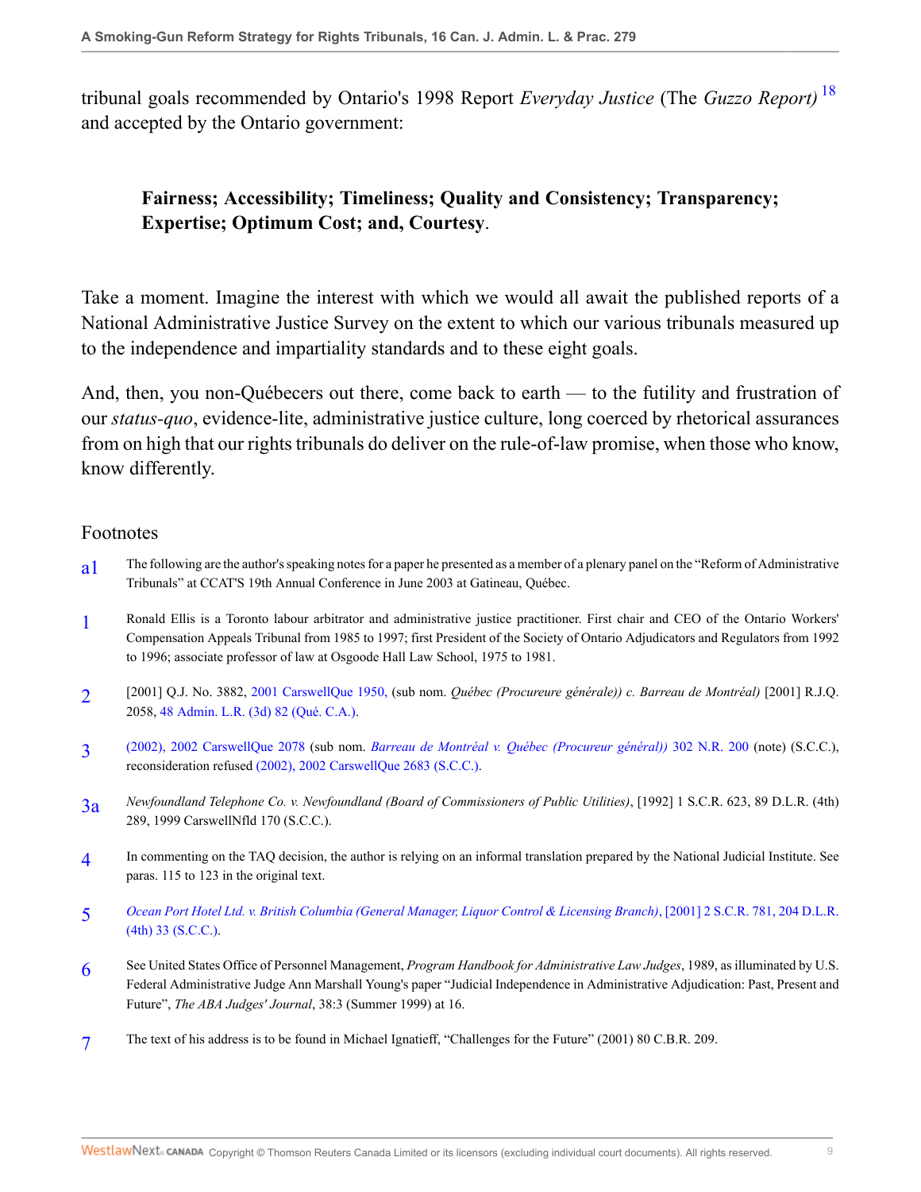tribunal goals recommended by Ontario's 1998 Report *Everyday Justice* (The *Guzzo Report)* [18] and accepted by the Ontario government:

> **Fairness; Accessibility; Timeliness; Quality and Consistency; Transparency; Expertise; Optimum Cost; and, Courtesy**.

Take a moment. Imagine the interest with which we would all await the published reports of a National Administrative Justice Survey on the extent to which our various tribunals measured up to the independence and impartiality standards and to these eight goals.

And, then, you non-Québecers out there, come back to earth — to the futility and frustration of our *status-quo*, evidence-lite, administrative justice culture, long coerced by rhetorical assurances from on high that our rights tribunals do deliver on the rule-of-law promise, when those who know, know differently.

## Footnotes

a1 The following are the author's speaking notes for a paper he presented as a member of a plenary panel on the "Reform of Administrative Tribunals" at CCAT'S 19th Annual Conference in June 2003 at Gatineau, Québec.

1 Ronald Ellis is a Toronto labour arbitrator and administrative justice practitioner. First chair and CEO of the Ontario Workers' Compensation Appeals Tribunal from 1985 to 1997; first President of the Society of Ontario Adjudicators and Regulators from 1992 to 1996; associate professor of law at Osgoode Hall Law School, 1975 to 1981.

2 [2001] Q.J. No. 3882, 2001 CarswellQue 1950, (sub nom. *Québec (Procureure générale)) c. Barreau de Montréal)* [2001] R.J.Q. 2058, 48 Admin. L.R. (3d) 82 (Qué. C.A.).

3 (2002), 2002 CarswellQue 2078 (sub nom. *Barreau de Montréal v. Québec (Procureur général))* 302 N.R. 200 (note) (S.C.C.), reconsideration refused (2002), 2002 CarswellQue 2683 (S.C.C.).

3a *Newfoundland Telephone Co. v. Newfoundland (Board of Commissioners of Public Utilities)*, [1992] 1 S.C.R. 623, 89 D.L.R. (4th) 289, 1999 CarswellNfld 170 (S.C.C.).

4 In commenting on the TAQ decision, the author is relying on an informal translation prepared by the National Judicial Institute. See paras. 115 to 123 in the original text.

5 *Ocean Port Hotel Ltd. v. British Columbia (General Manager, Liquor Control & Licensing Branch)*, [2001] 2 S.C.R. 781, 204 D.L.R. (4th) 33 (S.C.C.).

6 See United States Office of Personnel Management, *Program Handbook for Administrative Law Judges*, 1989, as illuminated by U.S. Federal Administrative Judge Ann Marshall Young's paper "Judicial Independence in Administrative Adjudication: Past, Present and Future", *The ABA Judges' Journal*, 38:3 (Summer 1999) at 16.

7 The text of his address is to be found in Michael Ignatieff, "Challenges for the Future" (2001) 80 C.B.R. 209.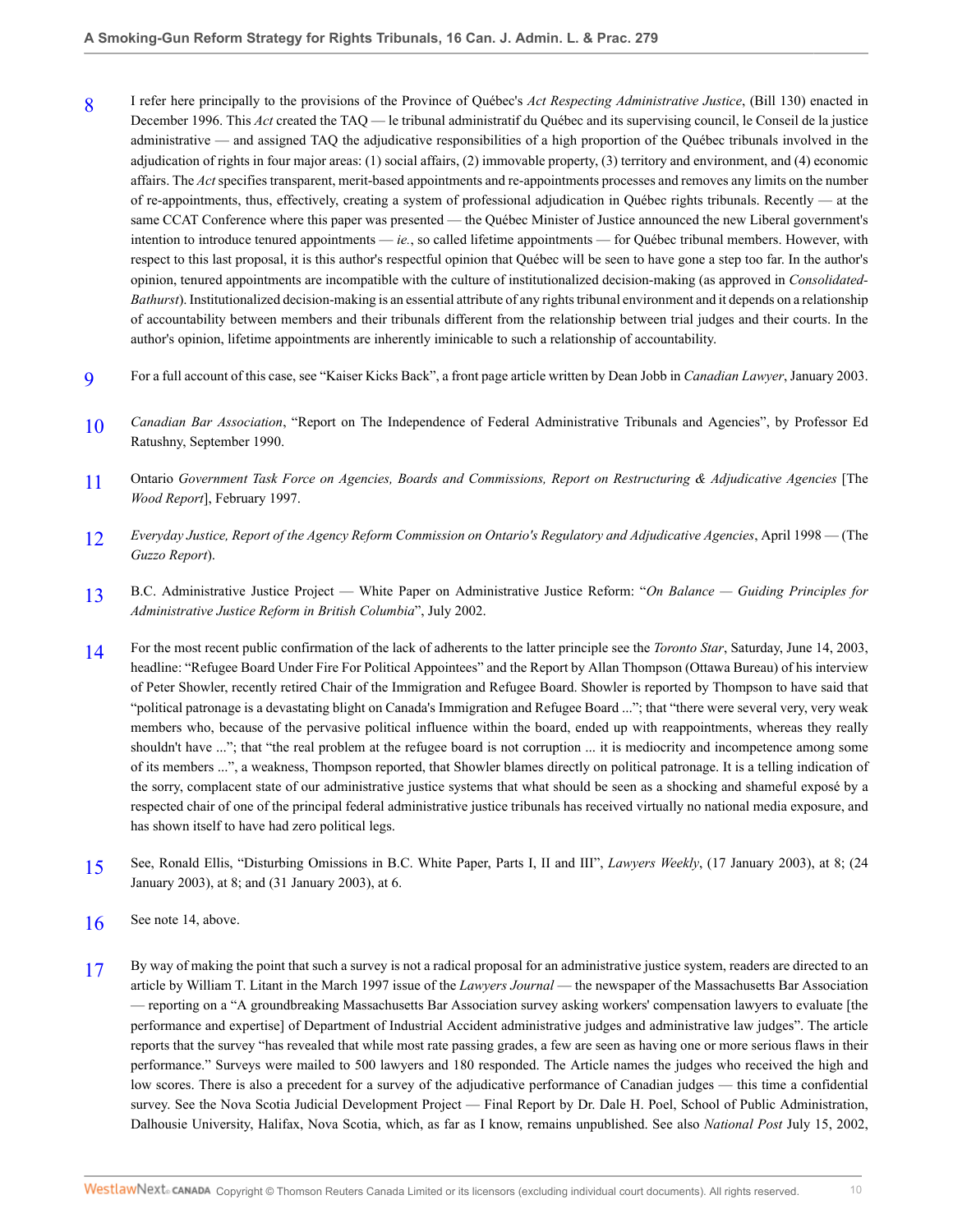8 I refer here principally to the provisions of the Province of Québec's *Act Respecting Administrative Justice*, (Bill 130) enacted in December 1996. This *Act* created the TAQ — le tribunal administratif du Québec and its supervising council, le Conseil de la justice administrative — and assigned TAQ the adjudicative responsibilities of a high proportion of the Québec tribunals involved in the adjudication of rights in four major areas: (1) social affairs, (2) immovable property, (3) territory and environment, and (4) economic affairs. The *Act* specifies transparent, merit-based appointments and re-appointments processes and removes any limits on the number of re-appointments, thus, effectively, creating a system of professional adjudication in Québec rights tribunals. Recently — at the same CCAT Conference where this paper was presented — the Québec Minister of Justice announced the new Liberal government's intention to introduce tenured appointments — *ie.*, so called lifetime appointments — for Québec tribunal members. However, with respect to this last proposal, it is this author's respectful opinion that Québec will be seen to have gone a step too far. In the author's opinion, tenured appointments are incompatible with the culture of institutionalized decision-making (as approved in *Consolidated-Bathurst*). Institutionalized decision-making is an essential attribute of any rights tribunal environment and it depends on a relationship of accountability between members and their tribunals different from the relationship between trial judges and their courts. In the author's opinion, lifetime appointments are inherently iminicable to such a relationship of accountability.

9 For a full account of this case, see "Kaiser Kicks Back", a front page article written by Dean Jobb in *Canadian Lawyer*, January 2003.

10 *Canadian Bar Association*, "Report on The Independence of Federal Administrative Tribunals and Agencies", by Professor Ed Ratushny, September 1990.

11 Ontario *Government Task Force on Agencies, Boards and Commissions, Report on Restructuring & Adjudicative Agencies* [The *Wood Report*], February 1997.

12 *Everyday Justice, Report of the Agency Reform Commission on Ontario's Regulatory and Adjudicative Agencies*, April 1998 — (The *Guzzo Report*).

13 B.C. Administrative Justice Project — White Paper on Administrative Justice Reform: "*On Balance — Guiding Principles for Administrative Justice Reform in British Columbia*", July 2002.

14 For the most recent public confirmation of the lack of adherents to the latter principle see the *Toronto Star*, Saturday, June 14, 2003, headline: "Refugee Board Under Fire For Political Appointees" and the Report by Allan Thompson (Ottawa Bureau) of his interview of Peter Showler, recently retired Chair of the Immigration and Refugee Board. Showler is reported by Thompson to have said that "political patronage is a devastating blight on Canada's Immigration and Refugee Board ..."; that "there were several very, very weak members who, because of the pervasive political influence within the board, ended up with reappointments, whereas they really shouldn't have ..."; that "the real problem at the refugee board is not corruption ... it is mediocrity and incompetence among some of its members ...", a weakness, Thompson reported, that Showler blames directly on political patronage. It is a telling indication of the sorry, complacent state of our administrative justice systems that what should be seen as a shocking and shameful exposé by a respected chair of one of the principal federal administrative justice tribunals has received virtually no national media exposure, and has shown itself to have had zero political legs.

15 See, Ronald Ellis, "Disturbing Omissions in B.C. White Paper, Parts I, II and III", *Lawyers Weekly*, (17 January 2003), at 8; (24 January 2003), at 8; and (31 January 2003), at 6.

16 See note 14, above.

17 By way of making the point that such a survey is not a radical proposal for an administrative justice system, readers are directed to an article by William T. Litant in the March 1997 issue of the *Lawyers Journal* — the newspaper of the Massachusetts Bar Association — reporting on a "A groundbreaking Massachusetts Bar Association survey asking workers' compensation lawyers to evaluate [the performance and expertise] of Department of Industrial Accident administrative judges and administrative law judges". The article reports that the survey "has revealed that while most rate passing grades, a few are seen as having one or more serious flaws in their performance." Surveys were mailed to 500 lawyers and 180 responded. The Article names the judges who received the high and low scores. There is also a precedent for a survey of the adjudicative performance of Canadian judges — this time a confidential survey. See the Nova Scotia Judicial Development Project — Final Report by Dr. Dale H. Poel, School of Public Administration, Dalhousie University, Halifax, Nova Scotia, which, as far as I know, remains unpublished. See also *National Post* July 15, 2002,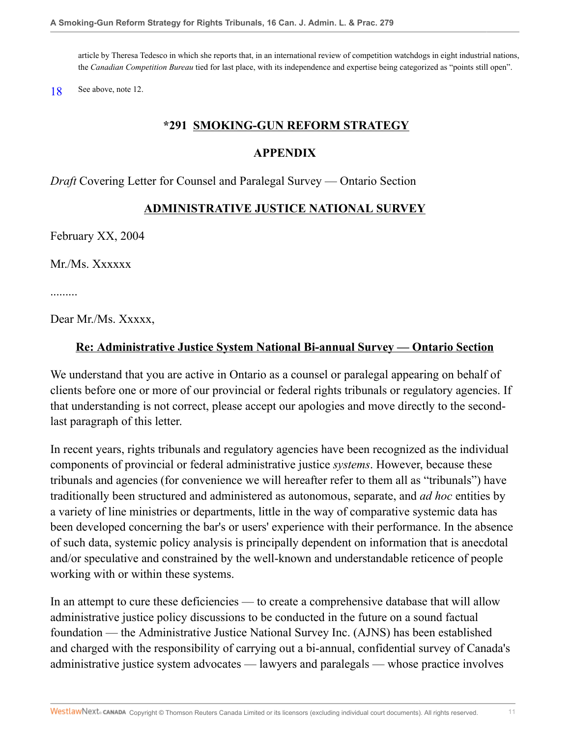article by Theresa Tedesco in which she reports that, in an international review of competition watchdogs in eight industrial nations, the *Canadian Competition Bureau* tied for last place, with its independence and expertise being categorized as "points still open".

18 See above, note 12.

## *291 SMOKING-GUN REFORM STRATEGY

## APPENDIX

*Draft* Covering Letter for Counsel and Paralegal Survey — Ontario Section

## ADMINISTRATIVE JUSTICE NATIONAL SURVEY

February XX, 2004

Mr./Ms. Xxxxxx

.........

Dear Mr./Ms. Xxxxx,

**Re: Administrative Justice System National Bi-annual Survey — Ontario Section**

We understand that you are active in Ontario as a counsel or paralegal appearing on behalf of clients before one or more of our provincial or federal rights tribunals or regulatory agencies. If that understanding is not correct, please accept our apologies and move directly to the second-last paragraph of this letter.

In recent years, rights tribunals and regulatory agencies have been recognized as the individual components of provincial or federal administrative justice *systems*. However, because these tribunals and agencies (for convenience we will hereafter refer to them all as "tribunals") have traditionally been structured and administered as autonomous, separate, and *ad hoc* entities by a variety of line ministries or departments, little in the way of comparative systemic data has been developed concerning the bar's or users' experience with their performance. In the absence of such data, systemic policy analysis is principally dependent on information that is anecdotal and/or speculative and constrained by the well-known and understandable reticence of people working with or within these systems.

In an attempt to cure these deficiencies — to create a comprehensive database that will allow administrative justice policy discussions to be conducted in the future on a sound factual foundation — the Administrative Justice National Survey Inc. (AJNS) has been established and charged with the responsibility of carrying out a bi-annual, confidential survey of Canada's administrative justice system advocates — lawyers and paralegals — whose practice involves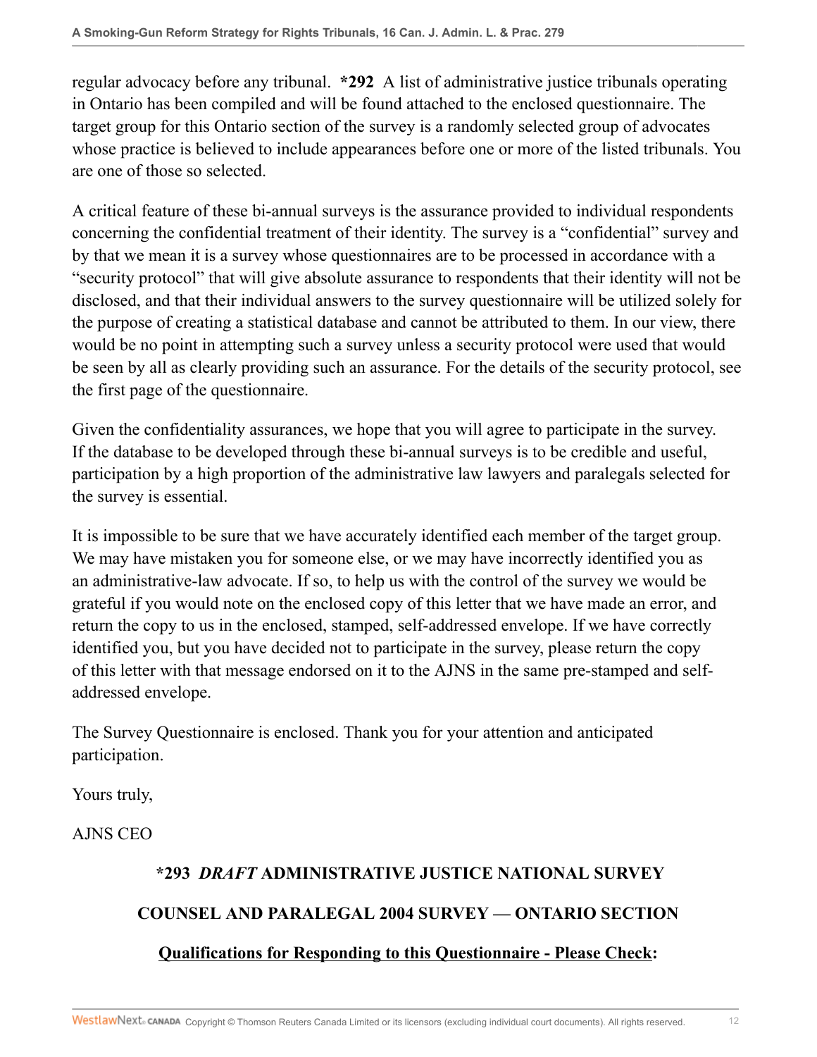regular advocacy before any tribunal. **\*292** A list of administrative justice tribunals operating in Ontario has been compiled and will be found attached to the enclosed questionnaire. The target group for this Ontario section of the survey is a randomly selected group of advocates whose practice is believed to include appearances before one or more of the listed tribunals. You are one of those so selected.

A critical feature of these bi-annual surveys is the assurance provided to individual respondents concerning the confidential treatment of their identity. The survey is a "confidential" survey and by that we mean it is a survey whose questionnaires are to be processed in accordance with a "security protocol" that will give absolute assurance to respondents that their identity will not be disclosed, and that their individual answers to the survey questionnaire will be utilized solely for the purpose of creating a statistical database and cannot be attributed to them. In our view, there would be no point in attempting such a survey unless a security protocol were used that would be seen by all as clearly providing such an assurance. For the details of the security protocol, see the first page of the questionnaire.

Given the confidentiality assurances, we hope that you will agree to participate in the survey. If the database to be developed through these bi-annual surveys is to be credible and useful, participation by a high proportion of the administrative law lawyers and paralegals selected for the survey is essential.

It is impossible to be sure that we have accurately identified each member of the target group. We may have mistaken you for someone else, or we may have incorrectly identified you as an administrative-law advocate. If so, to help us with the control of the survey we would be grateful if you would note on the enclosed copy of this letter that we have made an error, and return the copy to us in the enclosed, stamped, self-addressed envelope. If we have correctly identified you, but you have decided not to participate in the survey, please return the copy of this letter with that message endorsed on it to the AJNS in the same pre-stamped and self-addressed envelope.

The Survey Questionnaire is enclosed. Thank you for your attention and anticipated participation.

Yours truly,

AJNS CEO

**\*293** ***DRAFT*** **ADMINISTRATIVE JUSTICE NATIONAL SURVEY**

**COUNSEL AND PARALEGAL 2004 SURVEY — ONTARIO SECTION**

**<u>Qualifications for Responding to this Questionnaire - Please Check</u>:**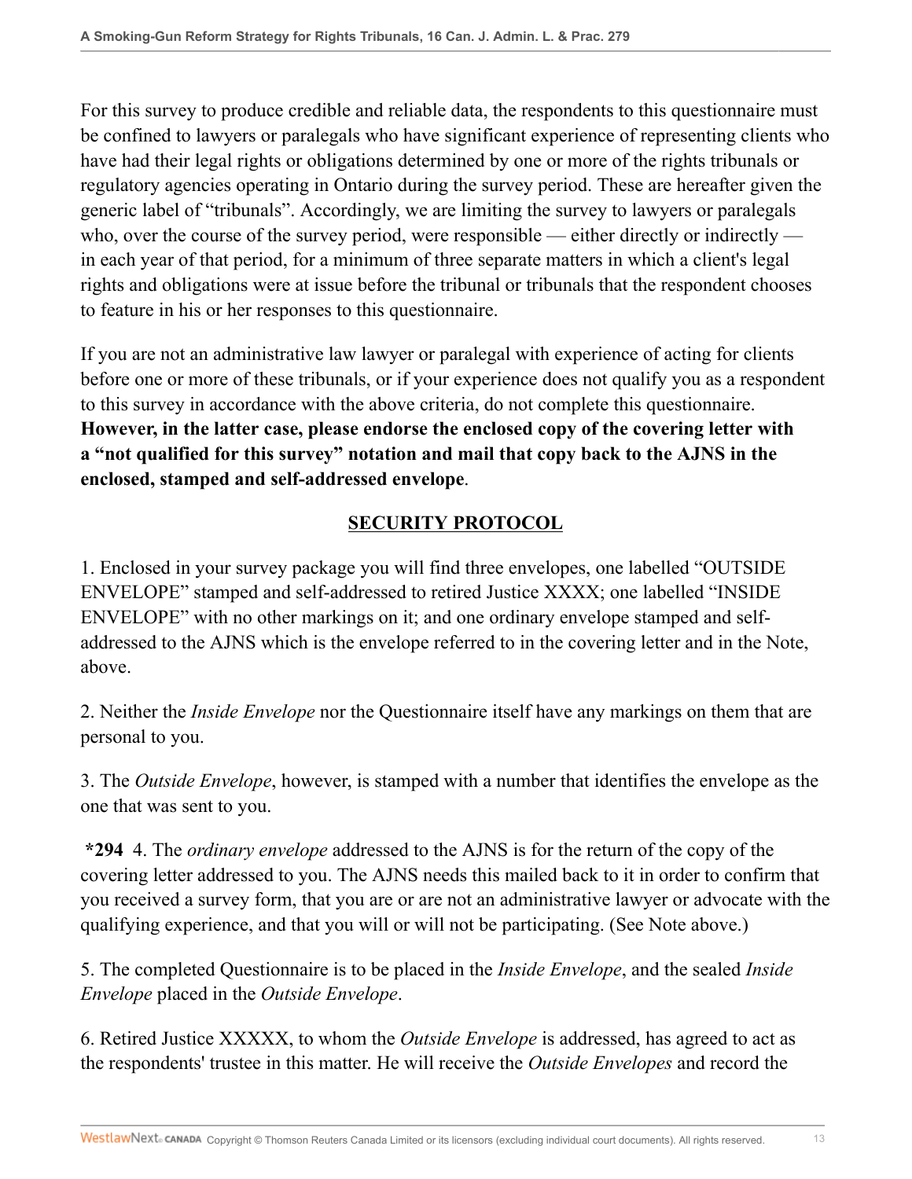For this survey to produce credible and reliable data, the respondents to this questionnaire must be confined to lawyers or paralegals who have significant experience of representing clients who have had their legal rights or obligations determined by one or more of the rights tribunals or regulatory agencies operating in Ontario during the survey period. These are hereafter given the generic label of "tribunals". Accordingly, we are limiting the survey to lawyers or paralegals who, over the course of the survey period, were responsible — either directly or indirectly — in each year of that period, for a minimum of three separate matters in which a client's legal rights and obligations were at issue before the tribunal or tribunals that the respondent chooses to feature in his or her responses to this questionnaire.

If you are not an administrative law lawyer or paralegal with experience of acting for clients before one or more of these tribunals, or if your experience does not qualify you as a respondent to this survey in accordance with the above criteria, do not complete this questionnaire. **However, in the latter case, please endorse the enclosed copy of the covering letter with a "not qualified for this survey" notation and mail that copy back to the AJNS in the enclosed, stamped and self-addressed envelope**.

## SECURITY PROTOCOL

1. Enclosed in your survey package you will find three envelopes, one labelled "OUTSIDE ENVELOPE" stamped and self-addressed to retired Justice XXXX; one labelled "INSIDE ENVELOPE" with no other markings on it; and one ordinary envelope stamped and self-addressed to the AJNS which is the envelope referred to in the covering letter and in the Note, above.

2. Neither the *Inside Envelope* nor the Questionnaire itself have any markings on them that are personal to you.

3. The *Outside Envelope*, however, is stamped with a number that identifies the envelope as the one that was sent to you.

**\*294** 4. The *ordinary envelope* addressed to the AJNS is for the return of the copy of the covering letter addressed to you. The AJNS needs this mailed back to it in order to confirm that you received a survey form, that you are or are not an administrative lawyer or advocate with the qualifying experience, and that you will or will not be participating. (See Note above.)

5. The completed Questionnaire is to be placed in the *Inside Envelope*, and the sealed *Inside Envelope* placed in the *Outside Envelope*.

6. Retired Justice XXXXX, to whom the *Outside Envelope* is addressed, has agreed to act as the respondents' trustee in this matter. He will receive the *Outside Envelopes* and record the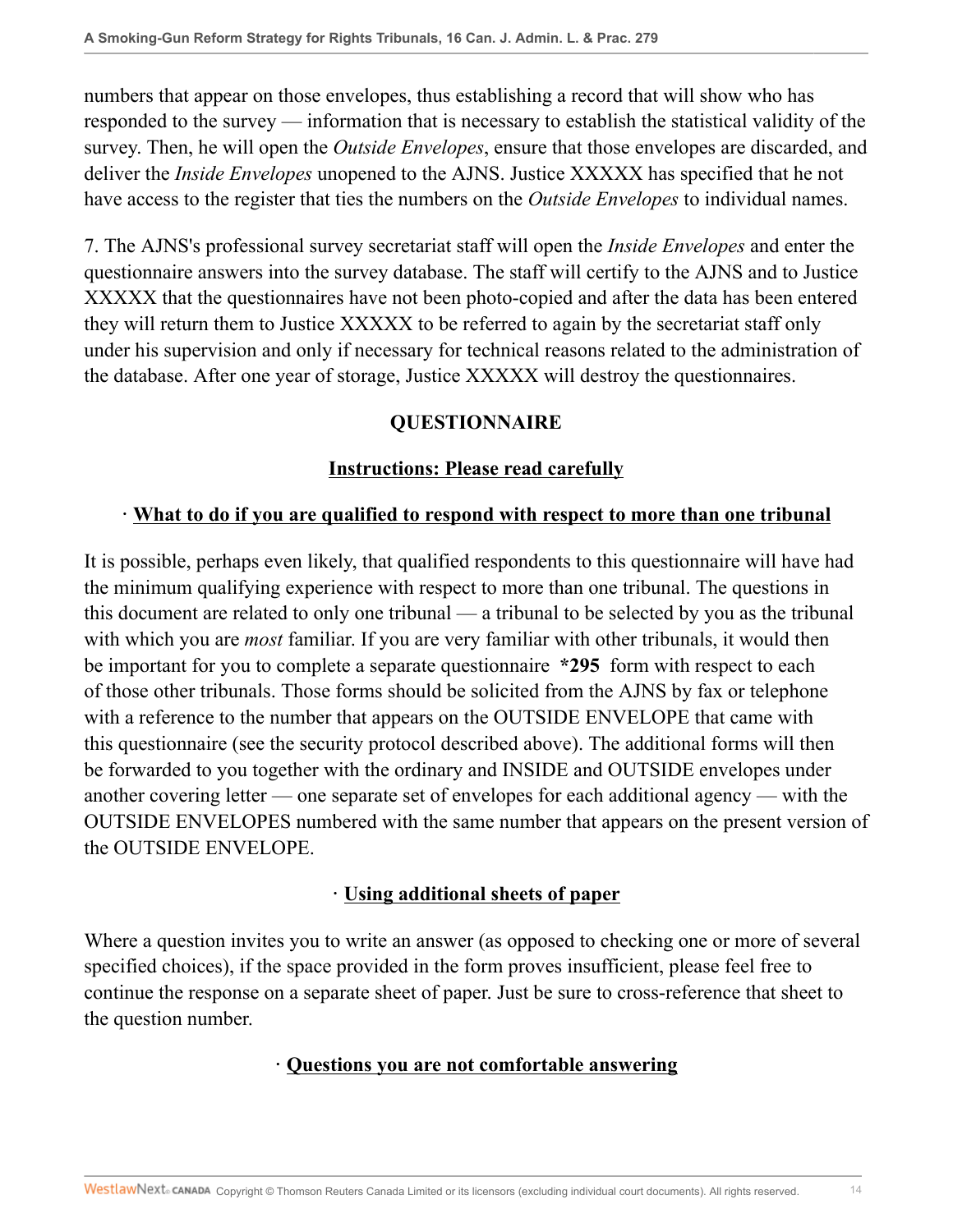numbers that appear on those envelopes, thus establishing a record that will show who has responded to the survey — information that is necessary to establish the statistical validity of the survey. Then, he will open the *Outside Envelopes*, ensure that those envelopes are discarded, and deliver the *Inside Envelopes* unopened to the AJNS. Justice XXXXX has specified that he not have access to the register that ties the numbers on the *Outside Envelopes* to individual names.

7. The AJNS's professional survey secretariat staff will open the *Inside Envelopes* and enter the questionnaire answers into the survey database. The staff will certify to the AJNS and to Justice XXXXX that the questionnaires have not been photo-copied and after the data has been entered they will return them to Justice XXXXX to be referred to again by the secretariat staff only under his supervision and only if necessary for technical reasons related to the administration of the database. After one year of storage, Justice XXXXX will destroy the questionnaires.

## QUESTIONNAIRE

### Instructions: Please read carefully

#### · What to do if you are qualified to respond with respect to more than one tribunal

It is possible, perhaps even likely, that qualified respondents to this questionnaire will have had the minimum qualifying experience with respect to more than one tribunal. The questions in this document are related to only one tribunal — a tribunal to be selected by you as the tribunal with which you are *most* familiar. If you are very familiar with other tribunals, it would then be important for you to complete a separate questionnaire **\*295** form with respect to each of those other tribunals. Those forms should be solicited from the AJNS by fax or telephone with a reference to the number that appears on the OUTSIDE ENVELOPE that came with this questionnaire (see the security protocol described above). The additional forms will then be forwarded to you together with the ordinary and INSIDE and OUTSIDE envelopes under another covering letter — one separate set of envelopes for each additional agency — with the OUTSIDE ENVELOPES numbered with the same number that appears on the present version of the OUTSIDE ENVELOPE.

#### · Using additional sheets of paper

Where a question invites you to write an answer (as opposed to checking one or more of several specified choices), if the space provided in the form proves insufficient, please feel free to continue the response on a separate sheet of paper. Just be sure to cross-reference that sheet to the question number.

#### · Questions you are not comfortable answering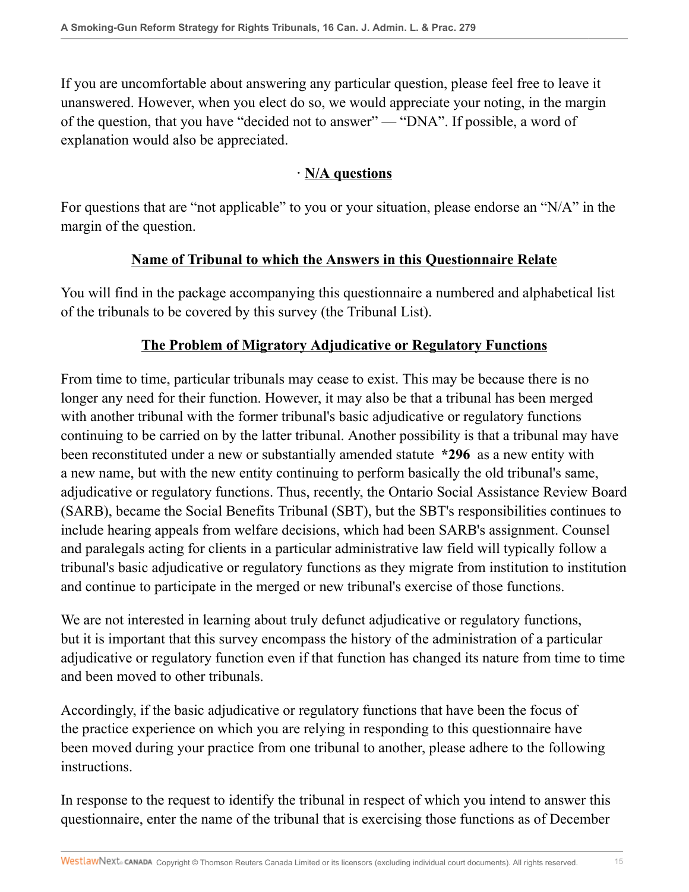If you are uncomfortable about answering any particular question, please feel free to leave it unanswered. However, when you elect do so, we would appreciate your noting, in the margin of the question, that you have "decided not to answer" — "DNA". If possible, a word of explanation would also be appreciated.

· **N/A questions**

For questions that are "not applicable" to you or your situation, please endorse an "N/A" in the margin of the question.

**Name of Tribunal to which the Answers in this Questionnaire Relate**

You will find in the package accompanying this questionnaire a numbered and alphabetical list of the tribunals to be covered by this survey (the Tribunal List).

**The Problem of Migratory Adjudicative or Regulatory Functions**

From time to time, particular tribunals may cease to exist. This may be because there is no longer any need for their function. However, it may also be that a tribunal has been merged with another tribunal with the former tribunal's basic adjudicative or regulatory functions continuing to be carried on by the latter tribunal. Another possibility is that a tribunal may have been reconstituted under a new or substantially amended statute **\*296** as a new entity with a new name, but with the new entity continuing to perform basically the old tribunal's same, adjudicative or regulatory functions. Thus, recently, the Ontario Social Assistance Review Board (SARB), became the Social Benefits Tribunal (SBT), but the SBT's responsibilities continues to include hearing appeals from welfare decisions, which had been SARB's assignment. Counsel and paralegals acting for clients in a particular administrative law field will typically follow a tribunal's basic adjudicative or regulatory functions as they migrate from institution to institution and continue to participate in the merged or new tribunal's exercise of those functions.

We are not interested in learning about truly defunct adjudicative or regulatory functions, but it is important that this survey encompass the history of the administration of a particular adjudicative or regulatory function even if that function has changed its nature from time to time and been moved to other tribunals.

Accordingly, if the basic adjudicative or regulatory functions that have been the focus of the practice experience on which you are relying in responding to this questionnaire have been moved during your practice from one tribunal to another, please adhere to the following instructions.

In response to the request to identify the tribunal in respect of which you intend to answer this questionnaire, enter the name of the tribunal that is exercising those functions as of December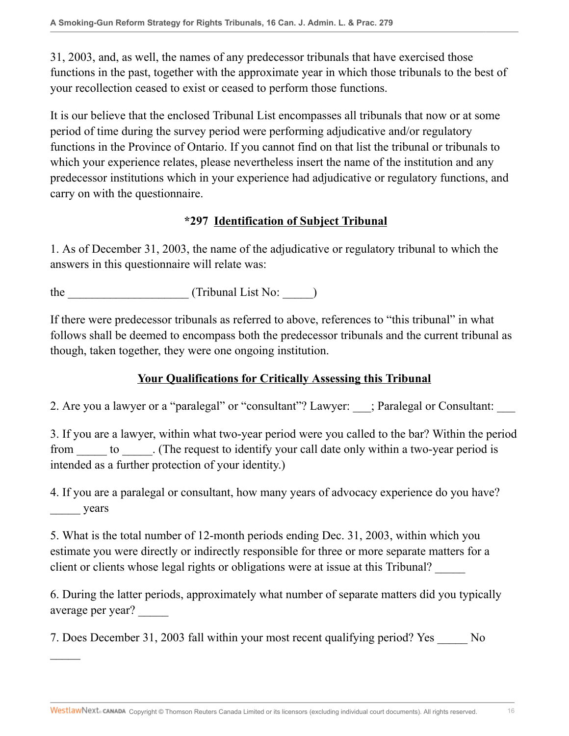31, 2003, and, as well, the names of any predecessor tribunals that have exercised those functions in the past, together with the approximate year in which those tribunals to the best of your recollection ceased to exist or ceased to perform those functions.

It is our believe that the enclosed Tribunal List encompasses all tribunals that now or at some period of time during the survey period were performing adjudicative and/or regulatory functions in the Province of Ontario. If you cannot find on that list the tribunal or tribunals to which your experience relates, please nevertheless insert the name of the institution and any predecessor institutions which in your experience had adjudicative or regulatory functions, and carry on with the questionnaire.

**\*297 Identification of Subject Tribunal**

1. As of December 31, 2003, the name of the adjudicative or regulatory tribunal to which the answers in this questionnaire will relate was:

the ____________________ (Tribunal List No: _____)

If there were predecessor tribunals as referred to above, references to "this tribunal" in what follows shall be deemed to encompass both the predecessor tribunals and the current tribunal as though, taken together, they were one ongoing institution.

**Your Qualifications for Critically Assessing this Tribunal**

2. Are you a lawyer or a "paralegal" or "consultant"? Lawyer: ___; Paralegal or Consultant: ___

3. If you are a lawyer, within what two-year period were you called to the bar? Within the period from _____ to _____. (The request to identify your call date only within a two-year period is intended as a further protection of your identity.)

4. If you are a paralegal or consultant, how many years of advocacy experience do you have? _____ years

5. What is the total number of 12-month periods ending Dec. 31, 2003, within which you estimate you were directly or indirectly responsible for three or more separate matters for a client or clients whose legal rights or obligations were at issue at this Tribunal? _____

6. During the latter periods, approximately what number of separate matters did you typically average per year? _____

7. Does December 31, 2003 fall within your most recent qualifying period? Yes _____ No _____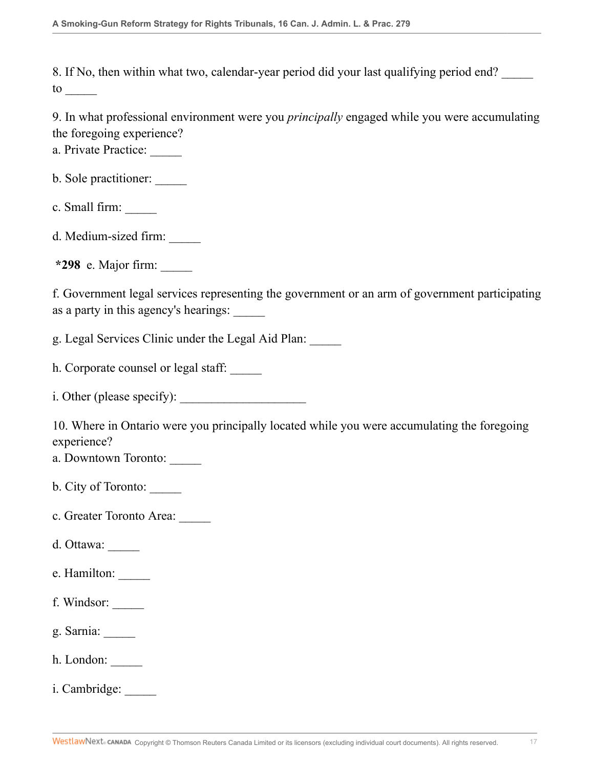8. If No, then within what two, calendar-year period did your last qualifying period end? _____ to _____

9. In what professional environment were you *principally* engaged while you were accumulating the foregoing experience?
a. Private Practice: _____

b. Sole practitioner: _____

c. Small firm: _____

d. Medium-sized firm: _____

**\*298** e. Major firm: _____

f. Government legal services representing the government or an arm of government participating as a party in this agency's hearings: _____

g. Legal Services Clinic under the Legal Aid Plan: _____

h. Corporate counsel or legal staff: _____

i. Other (please specify): ____________________

10. Where in Ontario were you principally located while you were accumulating the foregoing experience?
a. Downtown Toronto: _____

b. City of Toronto: _____

c. Greater Toronto Area: _____

d. Ottawa: _____

e. Hamilton: _____

f. Windsor: _____

g. Sarnia: _____

h. London: _____

i. Cambridge: _____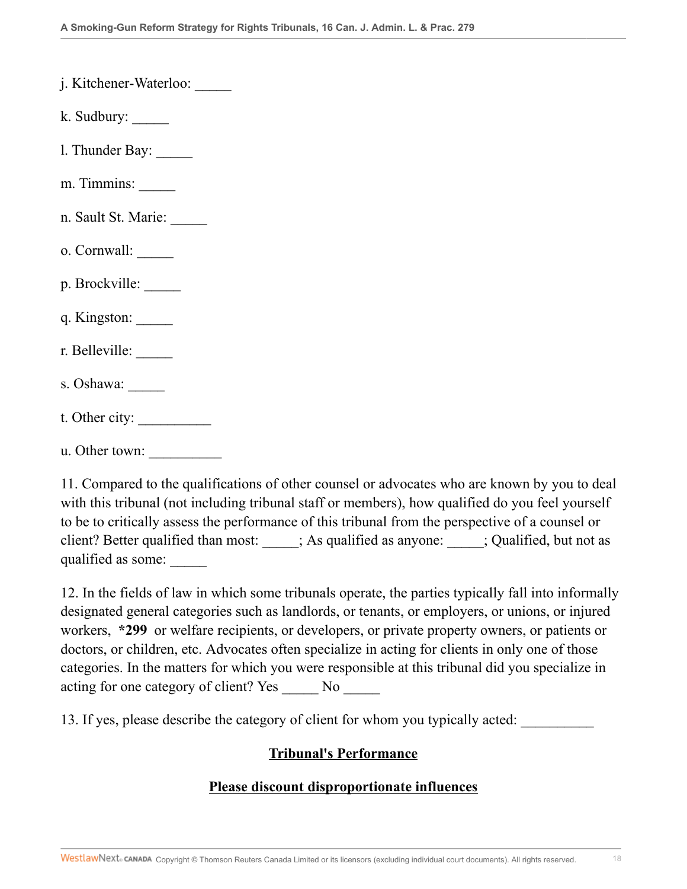j. Kitchener-Waterloo: _____

k. Sudbury: _____

l. Thunder Bay: _____

m. Timmins: _____

n. Sault St. Marie: _____

o. Cornwall: _____

p. Brockville: _____

q. Kingston: _____

r. Belleville: _____

s. Oshawa: _____

t. Other city: __________

u. Other town: __________

11. Compared to the qualifications of other counsel or advocates who are known by you to deal with this tribunal (not including tribunal staff or members), how qualified do you feel yourself to be to critically assess the performance of this tribunal from the perspective of a counsel or client? Better qualified than most: _____; As qualified as anyone: _____; Qualified, but not as qualified as some: _____

12. In the fields of law in which some tribunals operate, the parties typically fall into informally designated general categories such as landlords, or tenants, or employers, or unions, or injured workers, **\*299** or welfare recipients, or developers, or private property owners, or patients or doctors, or children, etc. Advocates often specialize in acting for clients in only one of those categories. In the matters for which you were responsible at this tribunal did you specialize in acting for one category of client? Yes _____ No _____

13. If yes, please describe the category of client for whom you typically acted: __________

**Tribunal's Performance**

**Please discount disproportionate influences**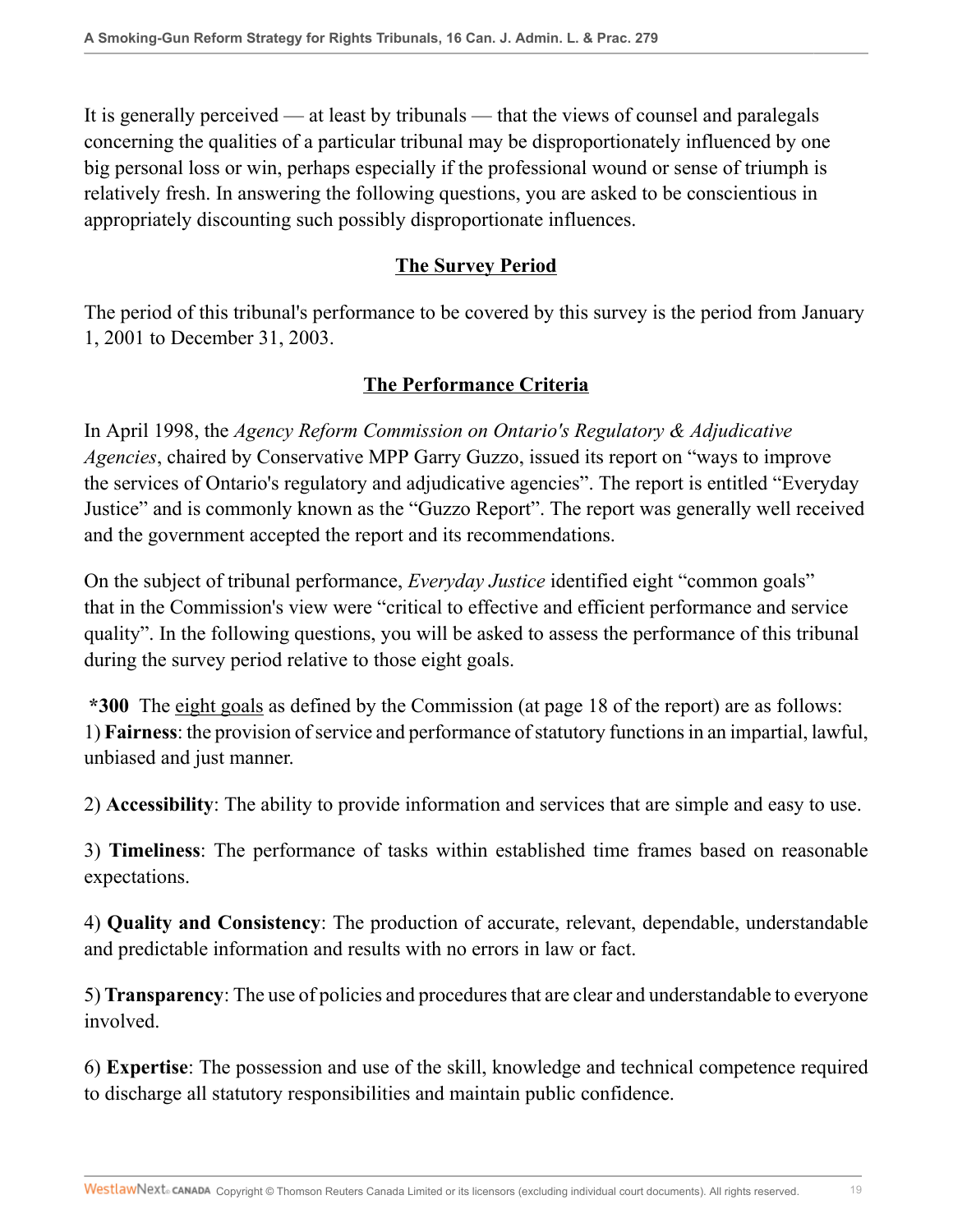It is generally perceived — at least by tribunals — that the views of counsel and paralegals concerning the qualities of a particular tribunal may be disproportionately influenced by one big personal loss or win, perhaps especially if the professional wound or sense of triumph is relatively fresh. In answering the following questions, you are asked to be conscientious in appropriately discounting such possibly disproportionate influences.

## The Survey Period

The period of this tribunal's performance to be covered by this survey is the period from January 1, 2001 to December 31, 2003.

## The Performance Criteria

In April 1998, the *Agency Reform Commission on Ontario's Regulatory & Adjudicative Agencies*, chaired by Conservative MPP Garry Guzzo, issued its report on "ways to improve the services of Ontario's regulatory and adjudicative agencies". The report is entitled "Everyday Justice" and is commonly known as the "Guzzo Report". The report was generally well received and the government accepted the report and its recommendations.

On the subject of tribunal performance, *Everyday Justice* identified eight "common goals" that in the Commission's view were "critical to effective and efficient performance and service quality". In the following questions, you will be asked to assess the performance of this tribunal during the survey period relative to those eight goals.

**\*300** The eight goals as defined by the Commission (at page 18 of the report) are as follows:
1) **Fairness**: the provision of service and performance of statutory functions in an impartial, lawful, unbiased and just manner.

2) **Accessibility**: The ability to provide information and services that are simple and easy to use.

3) **Timeliness**: The performance of tasks within established time frames based on reasonable expectations.

4) **Quality and Consistency**: The production of accurate, relevant, dependable, understandable and predictable information and results with no errors in law or fact.

5) **Transparency**: The use of policies and procedures that are clear and understandable to everyone involved.

6) **Expertise**: The possession and use of the skill, knowledge and technical competence required to discharge all statutory responsibilities and maintain public confidence.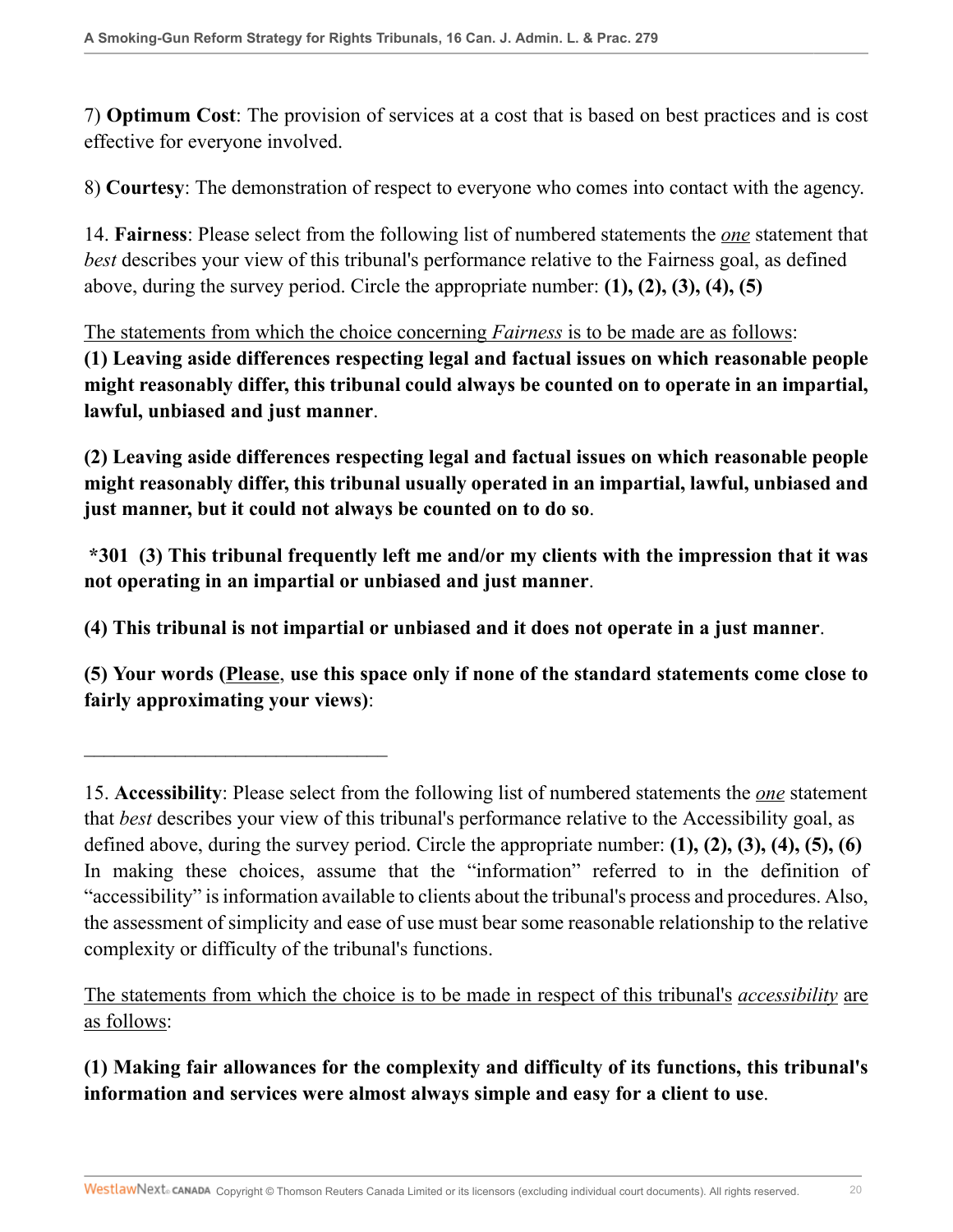7) **Optimum Cost**: The provision of services at a cost that is based on best practices and is cost effective for everyone involved.

8) **Courtesy**: The demonstration of respect to everyone who comes into contact with the agency.

14. **Fairness**: Please select from the following list of numbered statements the *one* statement that *best* describes your view of this tribunal's performance relative to the Fairness goal, as defined above, during the survey period. Circle the appropriate number: **(1), (2), (3), (4), (5)**

The statements from which the choice concerning *Fairness* is to be made are as follows:

**(1) Leaving aside differences respecting legal and factual issues on which reasonable people might reasonably differ, this tribunal could always be counted on to operate in an impartial, lawful, unbiased and just manner**.

**(2) Leaving aside differences respecting legal and factual issues on which reasonable people might reasonably differ, this tribunal usually operated in an impartial, lawful, unbiased and just manner, but it could not always be counted on to do so**.

***301 (3) This tribunal frequently left me and/or my clients with the impression that it was not operating in an impartial or unbiased and just manner**.

**(4) This tribunal is not impartial or unbiased and it does not operate in a just manner**.

**(5) Your words (Please, use this space only if none of the standard statements come close to fairly approximating your views)**:

\_\_\_\_\_\_\_\_\_\_\_\_\_\_\_\_\_\_\_\_\_\_\_\_\_\_\_\_\_\_\_\_\_\_

15. **Accessibility**: Please select from the following list of numbered statements the *one* statement that *best* describes your view of this tribunal's performance relative to the Accessibility goal, as defined above, during the survey period. Circle the appropriate number: **(1), (2), (3), (4), (5), (6)** In making these choices, assume that the "information" referred to in the definition of "accessibility" is information available to clients about the tribunal's process and procedures. Also, the assessment of simplicity and ease of use must bear some reasonable relationship to the relative complexity or difficulty of the tribunal's functions.

The statements from which the choice is to be made in respect of this tribunal's *accessibility* are as follows:

**(1) Making fair allowances for the complexity and difficulty of its functions, this tribunal's information and services were almost always simple and easy for a client to use**.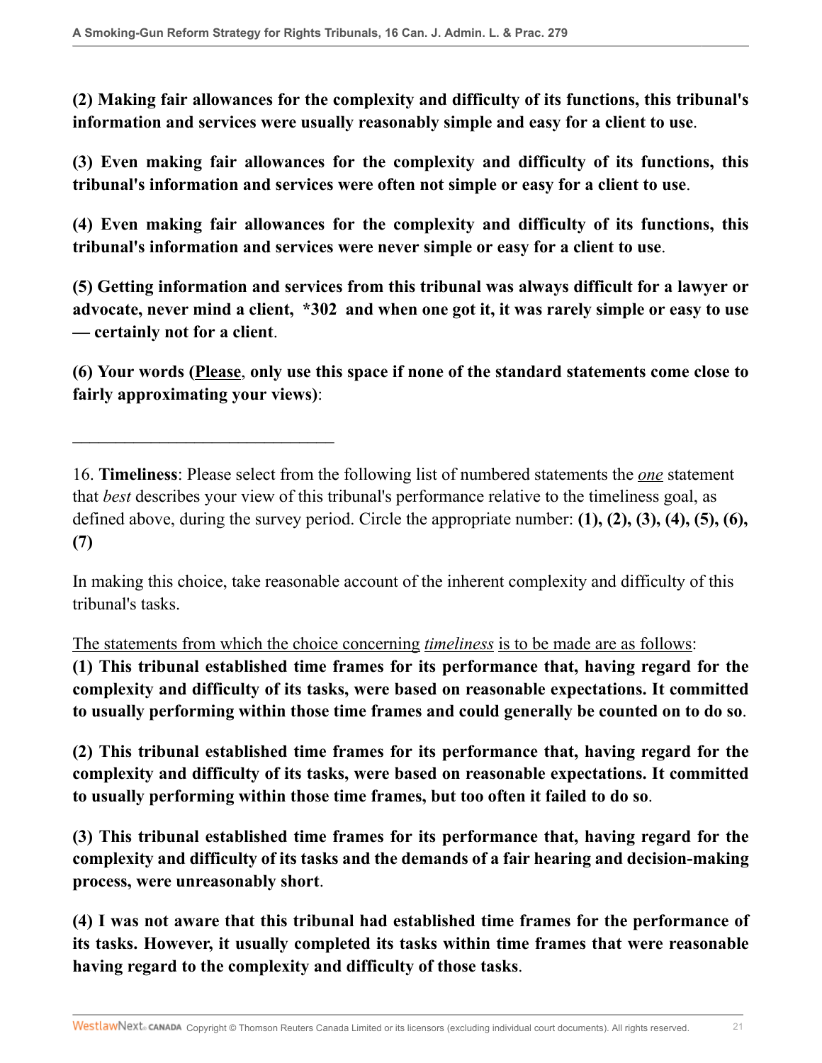**(2) Making fair allowances for the complexity and difficulty of its functions, this tribunal's information and services were usually reasonably simple and easy for a client to use**.

**(3) Even making fair allowances for the complexity and difficulty of its functions, this tribunal's information and services were often not simple or easy for a client to use**.

**(4) Even making fair allowances for the complexity and difficulty of its functions, this tribunal's information and services were never simple or easy for a client to use**.

**(5) Getting information and services from this tribunal was always difficult for a lawyer or advocate, never mind a client, *302 and when one got it, it was rarely simple or easy to use — certainly not for a client**.

**(6) Your words (<u>Please</u>, only use this space if none of the standard statements come close to fairly approximating your views)**:

________________________________

16. **Timeliness**: Please select from the following list of numbered statements the <u>*one*</u> statement that *best* describes your view of this tribunal's performance relative to the timeliness goal, as defined above, during the survey period. Circle the appropriate number: **(1), (2), (3), (4), (5), (6), (7)**

In making this choice, take reasonable account of the inherent complexity and difficulty of this tribunal's tasks.

<u>The statements from which the choice concerning *timeliness* is to be made are as follows</u>:

**(1) This tribunal established time frames for its performance that, having regard for the complexity and difficulty of its tasks, were based on reasonable expectations. It committed to usually performing within those time frames and could generally be counted on to do so**.

**(2) This tribunal established time frames for its performance that, having regard for the complexity and difficulty of its tasks, were based on reasonable expectations. It committed to usually performing within those time frames, but too often it failed to do so**.

**(3) This tribunal established time frames for its performance that, having regard for the complexity and difficulty of its tasks and the demands of a fair hearing and decision-making process, were unreasonably short**.

**(4) I was not aware that this tribunal had established time frames for the performance of its tasks. However, it usually completed its tasks within time frames that were reasonable having regard to the complexity and difficulty of those tasks**.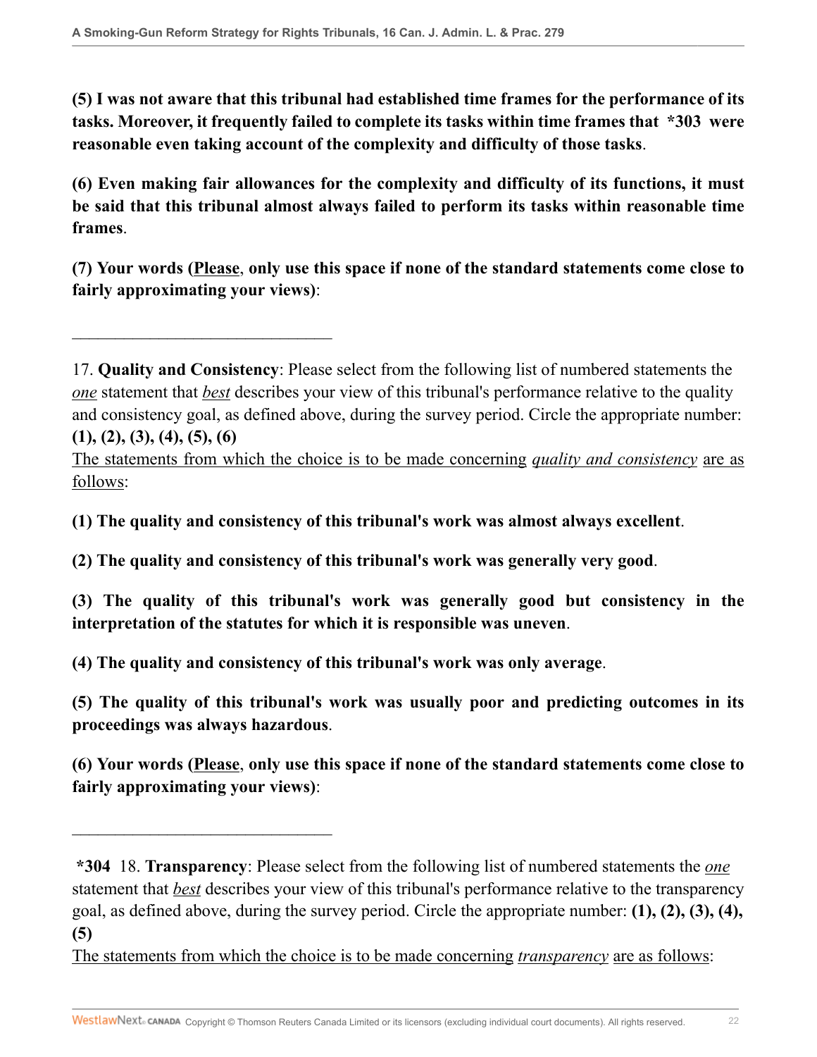**(5) I was not aware that this tribunal had established time frames for the performance of its tasks. Moreover, it frequently failed to complete its tasks within time frames that *303 were reasonable even taking account of the complexity and difficulty of those tasks**.

**(6) Even making fair allowances for the complexity and difficulty of its functions, it must be said that this tribunal almost always failed to perform its tasks within reasonable time frames**.

**(7) Your words (<u>Please</u>, only use this space if none of the standard statements come close to fairly approximating your views)**:

________________________________

17. **Quality and Consistency**: Please select from the following list of numbered statements the *<u>one</u>* statement that *<u>best</u>* describes your view of this tribunal's performance relative to the quality and consistency goal, as defined above, during the survey period. Circle the appropriate number: **(1), (2), (3), (4), (5), (6)**

<u>The statements from which the choice is to be made concerning *quality and consistency* are as follows</u>:

**(1) The quality and consistency of this tribunal's work was almost always excellent**.

**(2) The quality and consistency of this tribunal's work was generally very good**.

**(3) The quality of this tribunal's work was generally good but consistency in the interpretation of the statutes for which it is responsible was uneven**.

**(4) The quality and consistency of this tribunal's work was only average**.

**(5) The quality of this tribunal's work was usually poor and predicting outcomes in its proceedings was always hazardous**.

**(6) Your words (<u>Please</u>, only use this space if none of the standard statements come close to fairly approximating your views)**:

________________________________

**\*304** 18. **Transparency**: Please select from the following list of numbered statements the *<u>one</u>* statement that *<u>best</u>* describes your view of this tribunal's performance relative to the transparency goal, as defined above, during the survey period. Circle the appropriate number: **(1), (2), (3), (4), (5)**

<u>The statements from which the choice is to be made concerning *transparency* are as follows</u>: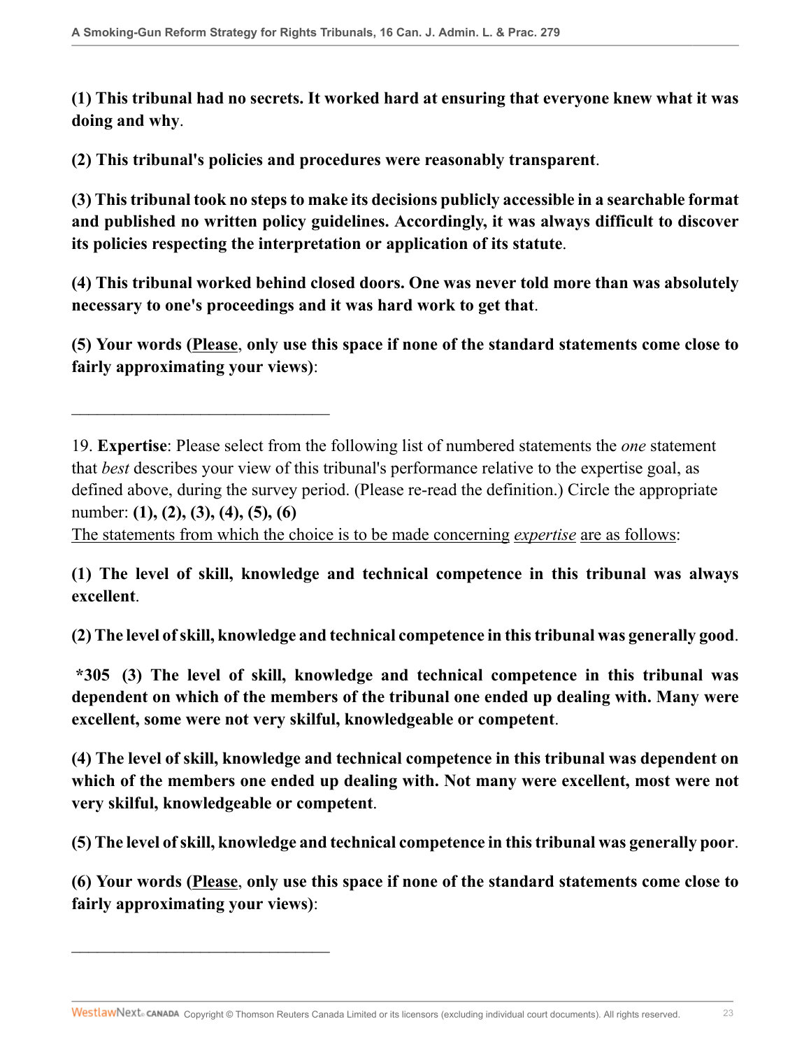**(1) This tribunal had no secrets. It worked hard at ensuring that everyone knew what it was doing and why**.

**(2) This tribunal's policies and procedures were reasonably transparent**.

**(3) This tribunal took no steps to make its decisions publicly accessible in a searchable format and published no written policy guidelines. Accordingly, it was always difficult to discover its policies respecting the interpretation or application of its statute**.

**(4) This tribunal worked behind closed doors. One was never told more than was absolutely necessary to one's proceedings and it was hard work to get that**.

**(5) Your words (<u>Please</u>, only use this space if none of the standard statements come close to fairly approximating your views)**:

________________________________

19. **Expertise**: Please select from the following list of numbered statements the *one* statement that *best* describes your view of this tribunal's performance relative to the expertise goal, as defined above, during the survey period. (Please re-read the definition.) Circle the appropriate number: **(1), (2), (3), (4), (5), (6)**

<u>The statements from which the choice is to be made concerning *expertise* are as follows</u>:

**(1) The level of skill, knowledge and technical competence in this tribunal was always excellent**.

**(2) The level of skill, knowledge and technical competence in this tribunal was generally good**.

*305 **(3) The level of skill, knowledge and technical competence in this tribunal was dependent on which of the members of the tribunal one ended up dealing with. Many were excellent, some were not very skilful, knowledgeable or competent**.

**(4) The level of skill, knowledge and technical competence in this tribunal was dependent on which of the members one ended up dealing with. Not many were excellent, most were not very skilful, knowledgeable or competent**.

**(5) The level of skill, knowledge and technical competence in this tribunal was generally poor**.

**(6) Your words (<u>Please</u>, only use this space if none of the standard statements come close to fairly approximating your views)**:

________________________________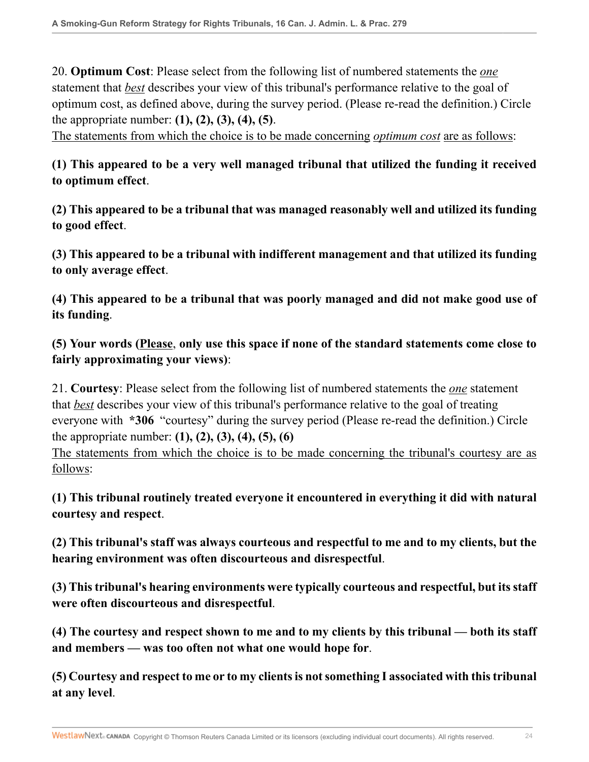20. **Optimum Cost**: Please select from the following list of numbered statements the *one* statement that *best* describes your view of this tribunal's performance relative to the goal of optimum cost, as defined above, during the survey period. (Please re-read the definition.) Circle the appropriate number: **(1), (2), (3), (4), (5)**.

The statements from which the choice is to be made concerning *optimum cost* are as follows:

**(1) This appeared to be a very well managed tribunal that utilized the funding it received to optimum effect**.

**(2) This appeared to be a tribunal that was managed reasonably well and utilized its funding to good effect**.

**(3) This appeared to be a tribunal with indifferent management and that utilized its funding to only average effect**.

**(4) This appeared to be a tribunal that was poorly managed and did not make good use of its funding**.

**(5) Your words (Please, only use this space if none of the standard statements come close to fairly approximating your views)**:

21. **Courtesy**: Please select from the following list of numbered statements the *one* statement that *best* describes your view of this tribunal's performance relative to the goal of treating everyone with **\*306** "courtesy" during the survey period (Please re-read the definition.) Circle the appropriate number: **(1), (2), (3), (4), (5), (6)**

The statements from which the choice is to be made concerning the tribunal's courtesy are as follows:

**(1) This tribunal routinely treated everyone it encountered in everything it did with natural courtesy and respect**.

**(2) This tribunal's staff was always courteous and respectful to me and to my clients, but the hearing environment was often discourteous and disrespectful**.

**(3) This tribunal's hearing environments were typically courteous and respectful, but its staff were often discourteous and disrespectful**.

**(4) The courtesy and respect shown to me and to my clients by this tribunal — both its staff and members — was too often not what one would hope for**.

**(5) Courtesy and respect to me or to my clients is not something I associated with this tribunal at any level**.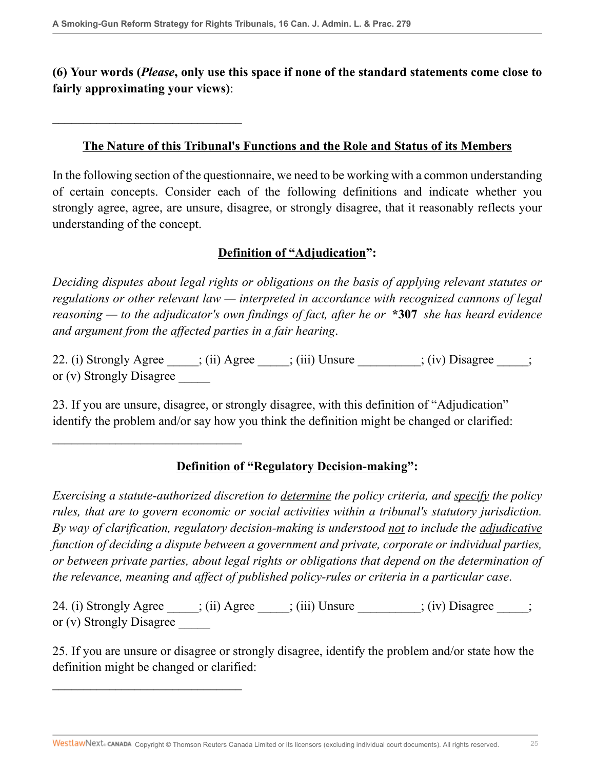**(6) Your words (*Please*, only use this space if none of the standard statements come close to fairly approximating your views)**:

______________________________

## The Nature of this Tribunal's Functions and the Role and Status of its Members

In the following section of the questionnaire, we need to be working with a common understanding of certain concepts. Consider each of the following definitions and indicate whether you strongly agree, agree, are unsure, disagree, or strongly disagree, that it reasonably reflects your understanding of the concept.

### Definition of "Adjudication":

*Deciding disputes about legal rights or obligations on the basis of applying relevant statutes or regulations or other relevant law — interpreted in accordance with recognized cannons of legal reasoning — to the adjudicator's own findings of fact, after he or* **\*307** *she has heard evidence and argument from the affected parties in a fair hearing*.

22. (i) Strongly Agree _____; (ii) Agree _____; (iii) Unsure __________; (iv) Disagree _____; or (v) Strongly Disagree _____

23. If you are unsure, disagree, or strongly disagree, with this definition of "Adjudication" identify the problem and/or say how you think the definition might be changed or clarified:

______________________________

### Definition of "Regulatory Decision-making":

*Exercising a statute-authorized discretion to determine the policy criteria, and specify the policy rules, that are to govern economic or social activities within a tribunal's statutory jurisdiction. By way of clarification, regulatory decision-making is understood not to include the adjudicative function of deciding a dispute between a government and private, corporate or individual parties, or between private parties, about legal rights or obligations that depend on the determination of the relevance, meaning and affect of published policy-rules or criteria in a particular case*.

24. (i) Strongly Agree _____; (ii) Agree _____; (iii) Unsure __________; (iv) Disagree _____; or (v) Strongly Disagree _____

25. If you are unsure or disagree or strongly disagree, identify the problem and/or state how the definition might be changed or clarified:

______________________________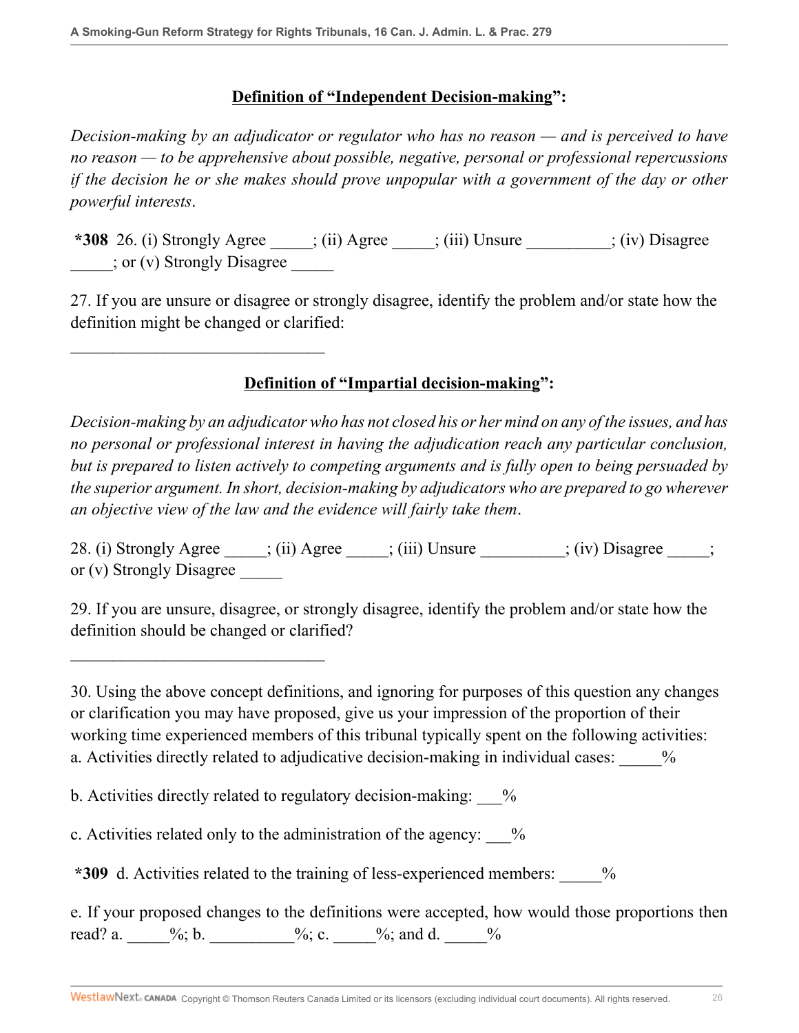**Definition of "Independent Decision-making":**

*Decision-making by an adjudicator or regulator who has no reason — and is perceived to have no reason — to be apprehensive about possible, negative, personal or professional repercussions if the decision he or she makes should prove unpopular with a government of the day or other powerful interests.*

**\*308** 26. (i) Strongly Agree _____; (ii) Agree _____; (iii) Unsure __________; (iv) Disagree _____; or (v) Strongly Disagree _____

27. If you are unsure or disagree or strongly disagree, identify the problem and/or state how the definition might be changed or clarified:

_______________________________

**Definition of "Impartial decision-making":**

*Decision-making by an adjudicator who has not closed his or her mind on any of the issues, and has no personal or professional interest in having the adjudication reach any particular conclusion, but is prepared to listen actively to competing arguments and is fully open to being persuaded by the superior argument. In short, decision-making by adjudicators who are prepared to go wherever an objective view of the law and the evidence will fairly take them.*

28. (i) Strongly Agree _____; (ii) Agree _____; (iii) Unsure __________; (iv) Disagree _____; or (v) Strongly Disagree _____

29. If you are unsure, disagree, or strongly disagree, identify the problem and/or state how the definition should be changed or clarified?

_______________________________

30. Using the above concept definitions, and ignoring for purposes of this question any changes or clarification you may have proposed, give us your impression of the proportion of their working time experienced members of this tribunal typically spent on the following activities:
a. Activities directly related to adjudicative decision-making in individual cases: _____%

b. Activities directly related to regulatory decision-making: ___%

c. Activities related only to the administration of the agency: ___%

**\*309** d. Activities related to the training of less-experienced members: _____%

e. If your proposed changes to the definitions were accepted, how would those proportions then read? a. _____%; b. __________%; c. _____%; and d. _____%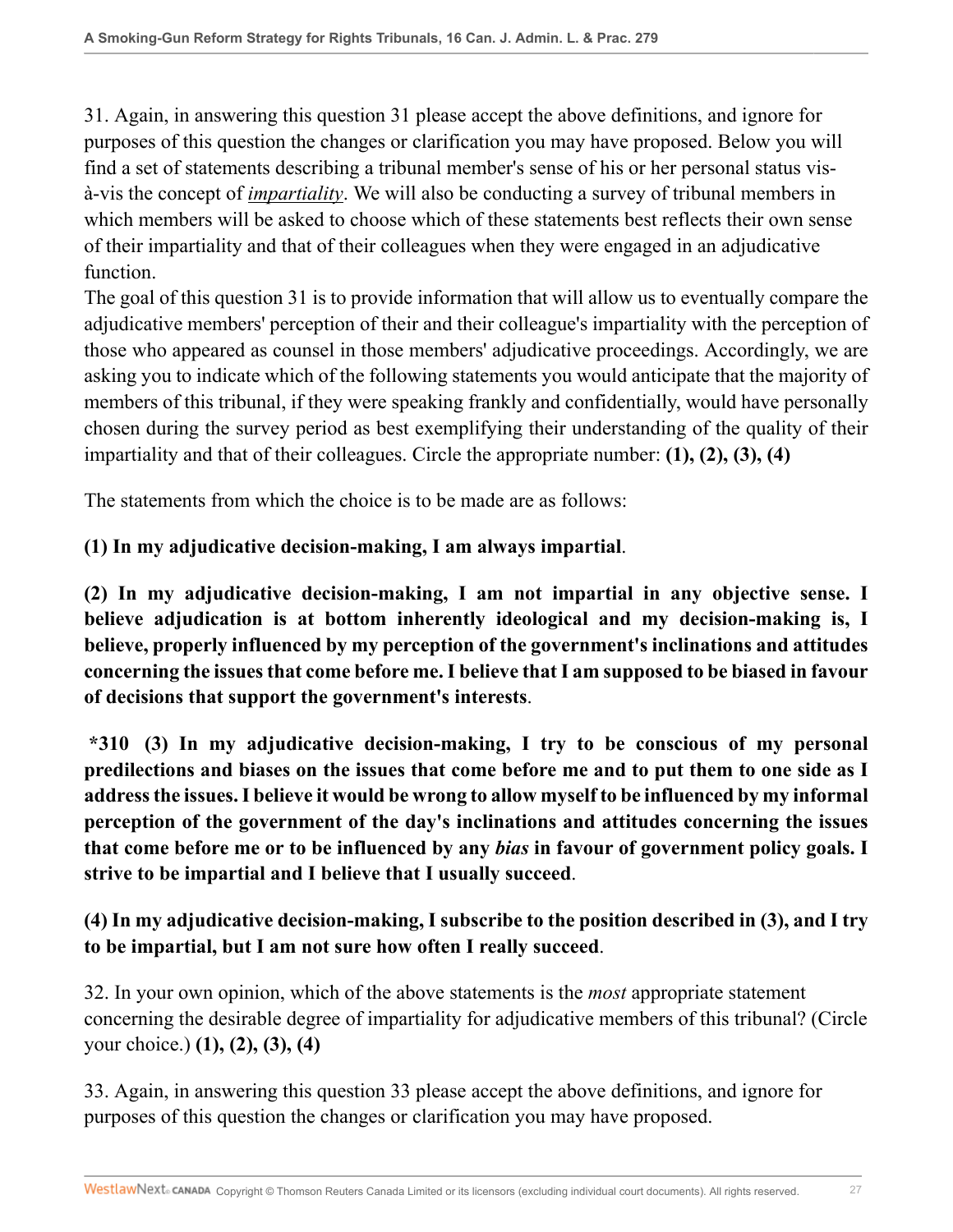31. Again, in answering this question 31 please accept the above definitions, and ignore for purposes of this question the changes or clarification you may have proposed. Below you will find a set of statements describing a tribunal member's sense of his or her personal status vis-à-vis the concept of ***impartiality***. We will also be conducting a survey of tribunal members in which members will be asked to choose which of these statements best reflects their own sense of their impartiality and that of their colleagues when they were engaged in an adjudicative function.

The goal of this question 31 is to provide information that will allow us to eventually compare the adjudicative members' perception of their and their colleague's impartiality with the perception of those who appeared as counsel in those members' adjudicative proceedings. Accordingly, we are asking you to indicate which of the following statements you would anticipate that the majority of members of this tribunal, if they were speaking frankly and confidentially, would have personally chosen during the survey period as best exemplifying their understanding of the quality of their impartiality and that of their colleagues. Circle the appropriate number: **(1), (2), (3), (4)**

The statements from which the choice is to be made are as follows:

**(1) In my adjudicative decision-making, I am always impartial**.

**(2) In my adjudicative decision-making, I am not impartial in any objective sense. I believe adjudication is at bottom inherently ideological and my decision-making is, I believe, properly influenced by my perception of the government's inclinations and attitudes concerning the issues that come before me. I believe that I am supposed to be biased in favour of decisions that support the government's interests**.

**\*310 (3) In my adjudicative decision-making, I try to be conscious of my personal predilections and biases on the issues that come before me and to put them to one side as I address the issues. I believe it would be wrong to allow myself to be influenced by my informal perception of the government of the day's inclinations and attitudes concerning the issues that come before me or to be influenced by any *bias* in favour of government policy goals. I strive to be impartial and I believe that I usually succeed**.

**(4) In my adjudicative decision-making, I subscribe to the position described in (3), and I try to be impartial, but I am not sure how often I really succeed**.

32. In your own opinion, which of the above statements is the *most* appropriate statement concerning the desirable degree of impartiality for adjudicative members of this tribunal? (Circle your choice.) **(1), (2), (3), (4)**

33. Again, in answering this question 33 please accept the above definitions, and ignore for purposes of this question the changes or clarification you may have proposed.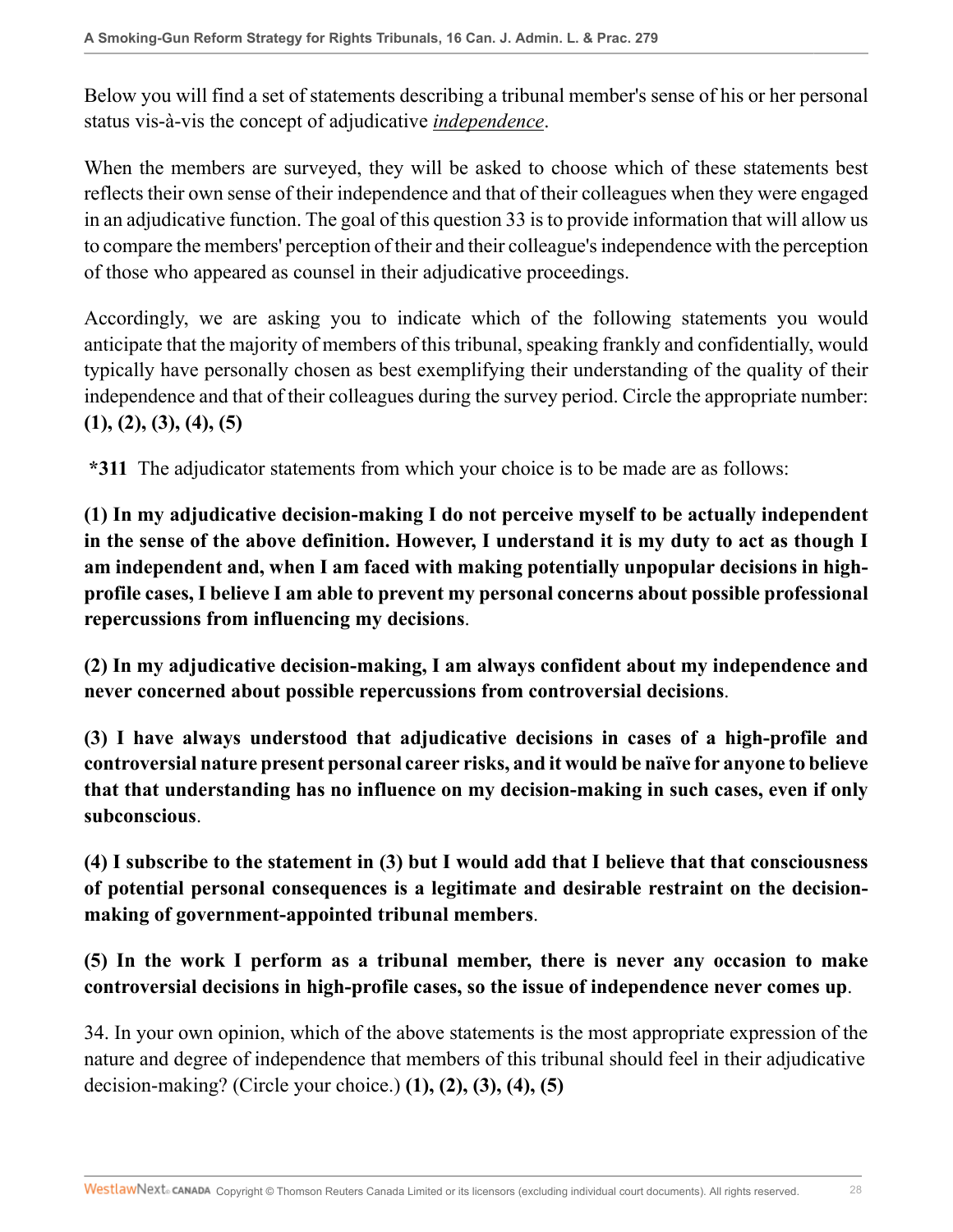Below you will find a set of statements describing a tribunal member's sense of his or her personal status vis-à-vis the concept of adjudicative *independence*.

When the members are surveyed, they will be asked to choose which of these statements best reflects their own sense of their independence and that of their colleagues when they were engaged in an adjudicative function. The goal of this question 33 is to provide information that will allow us to compare the members' perception of their and their colleague's independence with the perception of those who appeared as counsel in their adjudicative proceedings.

Accordingly, we are asking you to indicate which of the following statements you would anticipate that the majority of members of this tribunal, speaking frankly and confidentially, would typically have personally chosen as best exemplifying their understanding of the quality of their independence and that of their colleagues during the survey period. Circle the appropriate number: **(1), (2), (3), (4), (5)**

**\*311** The adjudicator statements from which your choice is to be made are as follows:

**(1) In my adjudicative decision-making I do not perceive myself to be actually independent in the sense of the above definition. However, I understand it is my duty to act as though I am independent and, when I am faced with making potentially unpopular decisions in high-profile cases, I believe I am able to prevent my personal concerns about possible professional repercussions from influencing my decisions**.

**(2) In my adjudicative decision-making, I am always confident about my independence and never concerned about possible repercussions from controversial decisions**.

**(3) I have always understood that adjudicative decisions in cases of a high-profile and controversial nature present personal career risks, and it would be naïve for anyone to believe that that understanding has no influence on my decision-making in such cases, even if only subconscious**.

**(4) I subscribe to the statement in (3) but I would add that I believe that that consciousness of potential personal consequences is a legitimate and desirable restraint on the decision-making of government-appointed tribunal members**.

**(5) In the work I perform as a tribunal member, there is never any occasion to make controversial decisions in high-profile cases, so the issue of independence never comes up**.

34. In your own opinion, which of the above statements is the most appropriate expression of the nature and degree of independence that members of this tribunal should feel in their adjudicative decision-making? (Circle your choice.) **(1), (2), (3), (4), (5)**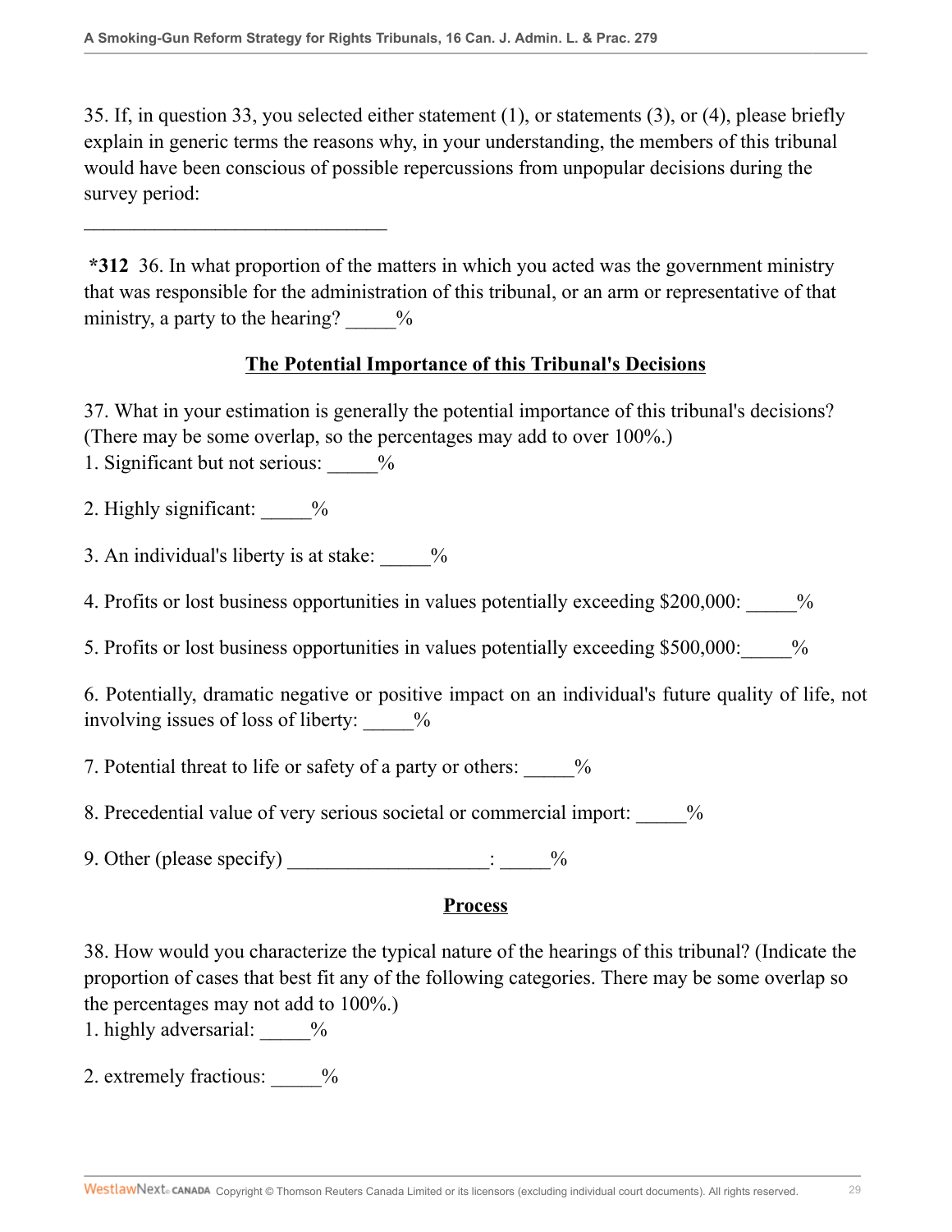35. If, in question 33, you selected either statement (1), or statements (3), or (4), please briefly explain in generic terms the reasons why, in your understanding, the members of this tribunal would have been conscious of possible repercussions from unpopular decisions during the survey period:

________________________________

**\*312** 36. In what proportion of the matters in which you acted was the government ministry that was responsible for the administration of this tribunal, or an arm or representative of that ministry, a party to the hearing? _____%

## The Potential Importance of this Tribunal's Decisions

37. What in your estimation is generally the potential importance of this tribunal's decisions? (There may be some overlap, so the percentages may add to over 100%.)

1. Significant but not serious: _____%

2. Highly significant: _____%

3. An individual's liberty is at stake: _____%

4. Profits or lost business opportunities in values potentially exceeding $200,000: _____%

5. Profits or lost business opportunities in values potentially exceeding $500,000:_____%

6. Potentially, dramatic negative or positive impact on an individual's future quality of life, not involving issues of loss of liberty: _____%

7. Potential threat to life or safety of a party or others: _____%

8. Precedential value of very serious societal or commercial import: _____%

9. Other (please specify) ____________________: _____%

## Process

38. How would you characterize the typical nature of the hearings of this tribunal? (Indicate the proportion of cases that best fit any of the following categories. There may be some overlap so the percentages may not add to 100%.)

1. highly adversarial: _____%

2. extremely fractious: _____%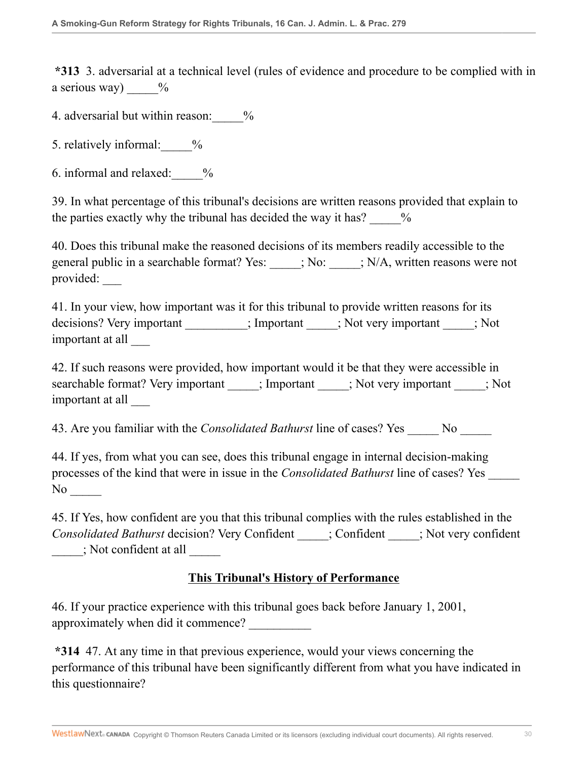**\*313** 3. adversarial at a technical level (rules of evidence and procedure to be complied with in a serious way) _____%

4. adversarial but within reason:_____%

5. relatively informal:_____%

6. informal and relaxed:_____%

39. In what percentage of this tribunal's decisions are written reasons provided that explain to the parties exactly why the tribunal has decided the way it has? _____%

40. Does this tribunal make the reasoned decisions of its members readily accessible to the general public in a searchable format? Yes: _____; No: _____; N/A, written reasons were not provided: ___

41. In your view, how important was it for this tribunal to provide written reasons for its decisions? Very important __________; Important _____; Not very important _____; Not important at all ___

42. If such reasons were provided, how important would it be that they were accessible in searchable format? Very important _____; Important _____; Not very important _____; Not important at all ___

43. Are you familiar with the *Consolidated Bathurst* line of cases? Yes _____ No _____

44. If yes, from what you can see, does this tribunal engage in internal decision-making processes of the kind that were in issue in the *Consolidated Bathurst* line of cases? Yes _____ No _____

45. If Yes, how confident are you that this tribunal complies with the rules established in the *Consolidated Bathurst* decision? Very Confident _____; Confident _____; Not very confident _____; Not confident at all _____

## This Tribunal's History of Performance

46. If your practice experience with this tribunal goes back before January 1, 2001, approximately when did it commence? __________

**\*314** 47. At any time in that previous experience, would your views concerning the performance of this tribunal have been significantly different from what you have indicated in this questionnaire?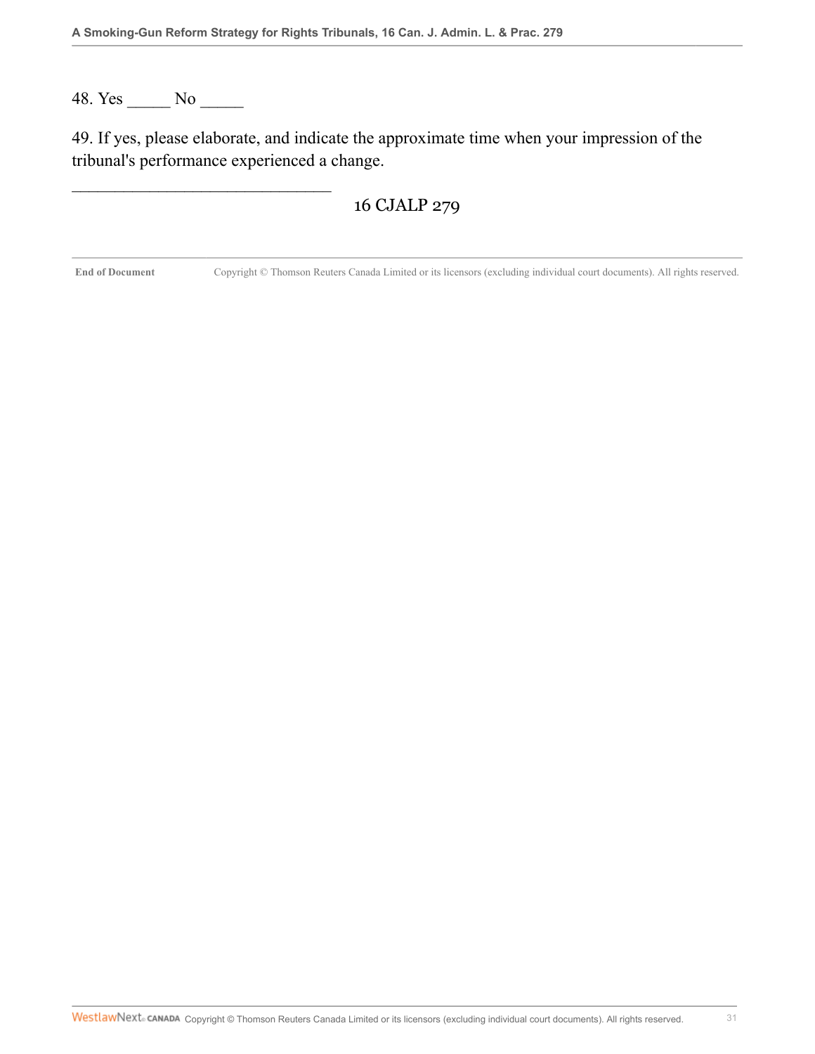48. Yes _____ No _____

49. If yes, please elaborate, and indicate the approximate time when your impression of the tribunal's performance experienced a change.

______________________________

16 CJALP 279

**End of Document** Copyright © Thomson Reuters Canada Limited or its licensors (excluding individual court documents). All rights reserved.